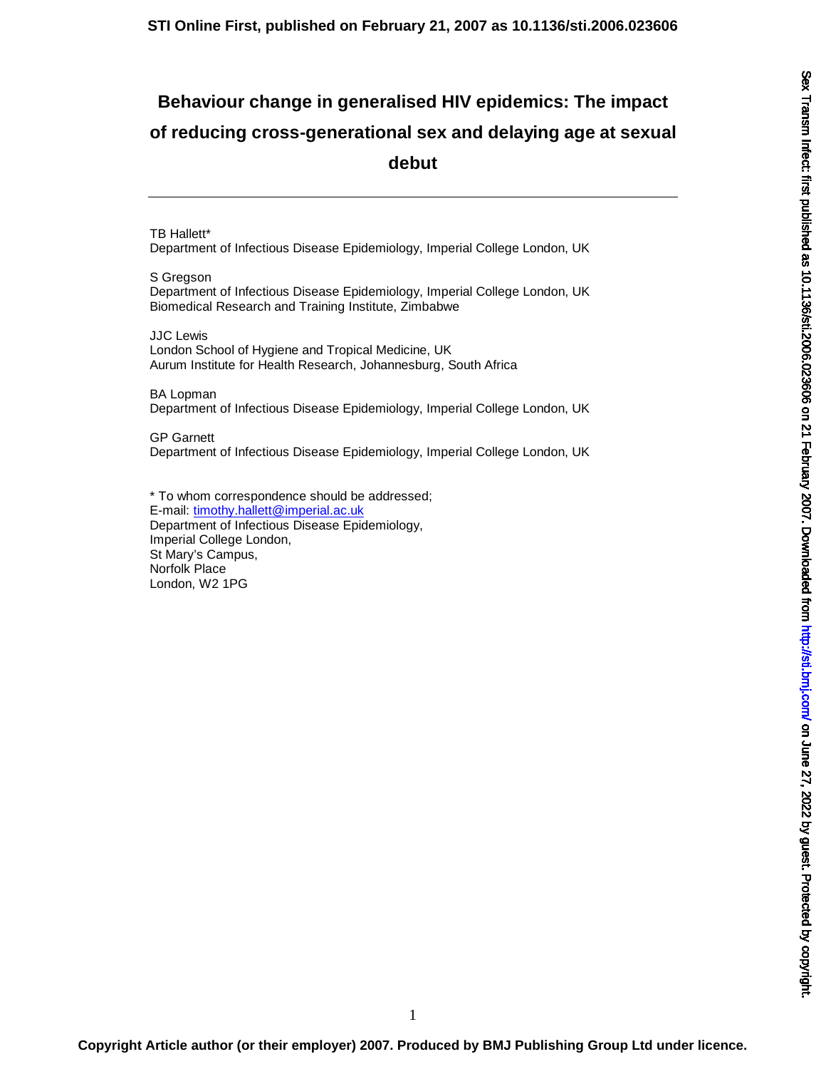# Behaviour change in generalised HIV epidemics: The impact of reducing cross-generational sex and delaying age at sexual debut

TB Hallett*
Department of Infectious Disease Epidemiology, Imperial College London, UK

S Gregson
Department of Infectious Disease Epidemiology, Imperial College London, UK
Biomedical Research and Training Institute, Zimbabwe

JJC Lewis
London School of Hygiene and Tropical Medicine, UK
Aurum Institute for Health Research, Johannesburg, South Africa

BA Lopman
Department of Infectious Disease Epidemiology, Imperial College London, UK

GP Garnett
Department of Infectious Disease Epidemiology, Imperial College London, UK

* To whom correspondence should be addressed;
E-mail: timothy.hallett@imperial.ac.uk
Department of Infectious Disease Epidemiology,
Imperial College London,
St Mary's Campus,
Norfolk Place
London, W2 1PG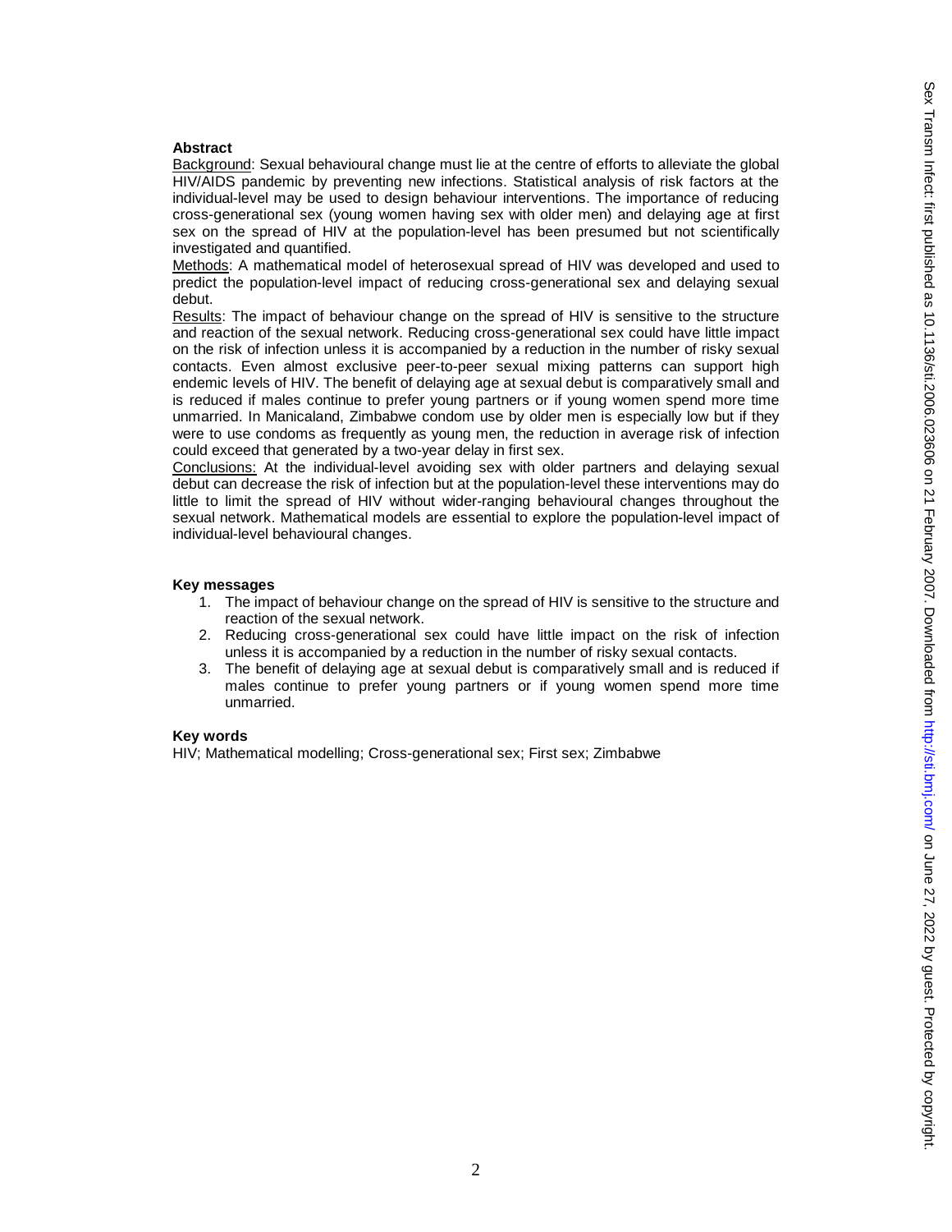**Abstract**

Background: Sexual behavioural change must lie at the centre of efforts to alleviate the global HIV/AIDS pandemic by preventing new infections. Statistical analysis of risk factors at the individual-level may be used to design behaviour interventions. The importance of reducing cross-generational sex (young women having sex with older men) and delaying age at first sex on the spread of HIV at the population-level has been presumed but not scientifically investigated and quantified.

Methods: A mathematical model of heterosexual spread of HIV was developed and used to predict the population-level impact of reducing cross-generational sex and delaying sexual debut.

Results: The impact of behaviour change on the spread of HIV is sensitive to the structure and reaction of the sexual network. Reducing cross-generational sex could have little impact on the risk of infection unless it is accompanied by a reduction in the number of risky sexual contacts. Even almost exclusive peer-to-peer sexual mixing patterns can support high endemic levels of HIV. The benefit of delaying age at sexual debut is comparatively small and is reduced if males continue to prefer young partners or if young women spend more time unmarried. In Manicaland, Zimbabwe condom use by older men is especially low but if they were to use condoms as frequently as young men, the reduction in average risk of infection could exceed that generated by a two-year delay in first sex.

Conclusions: At the individual-level avoiding sex with older partners and delaying sexual debut can decrease the risk of infection but at the population-level these interventions may do little to limit the spread of HIV without wider-ranging behavioural changes throughout the sexual network. Mathematical models are essential to explore the population-level impact of individual-level behavioural changes.

**Key messages**

1. The impact of behaviour change on the spread of HIV is sensitive to the structure and reaction of the sexual network.
2. Reducing cross-generational sex could have little impact on the risk of infection unless it is accompanied by a reduction in the number of risky sexual contacts.
3. The benefit of delaying age at sexual debut is comparatively small and is reduced if males continue to prefer young partners or if young women spend more time unmarried.

**Key words**

HIV; Mathematical modelling; Cross-generational sex; First sex; Zimbabwe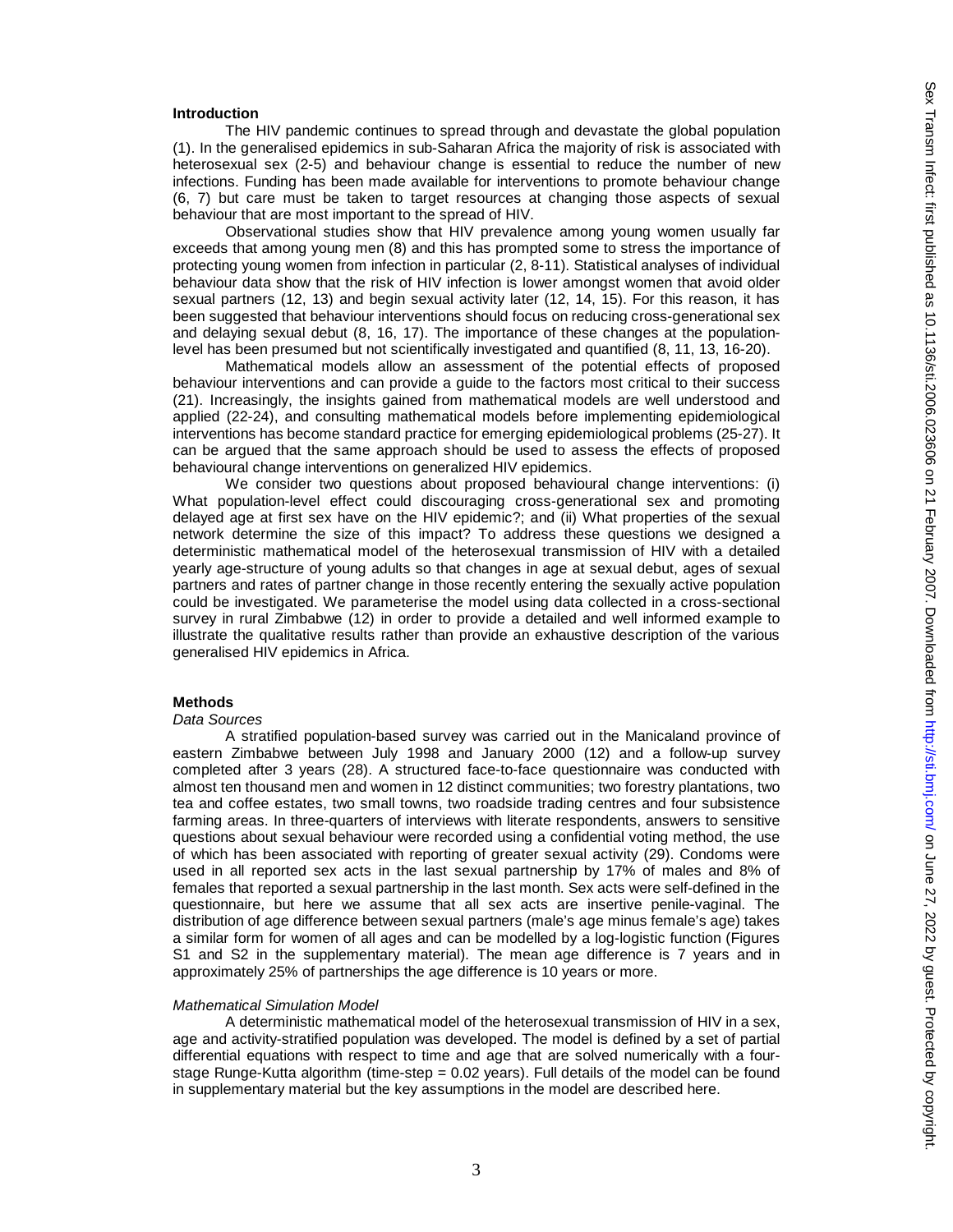## Introduction

The HIV pandemic continues to spread through and devastate the global population (1). In the generalised epidemics in sub-Saharan Africa the majority of risk is associated with heterosexual sex (2-5) and behaviour change is essential to reduce the number of new infections. Funding has been made available for interventions to promote behaviour change (6, 7) but care must be taken to target resources at changing those aspects of sexual behaviour that are most important to the spread of HIV.

Observational studies show that HIV prevalence among young women usually far exceeds that among young men (8) and this has prompted some to stress the importance of protecting young women from infection in particular (2, 8-11). Statistical analyses of individual behaviour data show that the risk of HIV infection is lower amongst women that avoid older sexual partners (12, 13) and begin sexual activity later (12, 14, 15). For this reason, it has been suggested that behaviour interventions should focus on reducing cross-generational sex and delaying sexual debut (8, 16, 17). The importance of these changes at the population-level has been presumed but not scientifically investigated and quantified (8, 11, 13, 16-20).

Mathematical models allow an assessment of the potential effects of proposed behaviour interventions and can provide a guide to the factors most critical to their success (21). Increasingly, the insights gained from mathematical models are well understood and applied (22-24), and consulting mathematical models before implementing epidemiological interventions has become standard practice for emerging epidemiological problems (25-27). It can be argued that the same approach should be used to assess the effects of proposed behavioural change interventions on generalized HIV epidemics.

We consider two questions about proposed behavioural change interventions: (i) What population-level effect could discouraging cross-generational sex and promoting delayed age at first sex have on the HIV epidemic?; and (ii) What properties of the sexual network determine the size of this impact? To address these questions we designed a deterministic mathematical model of the heterosexual transmission of HIV with a detailed yearly age-structure of young adults so that changes in age at sexual debut, ages of sexual partners and rates of partner change in those recently entering the sexually active population could be investigated. We parameterise the model using data collected in a cross-sectional survey in rural Zimbabwe (12) in order to provide a detailed and well informed example to illustrate the qualitative results rather than provide an exhaustive description of the various generalised HIV epidemics in Africa.

## Methods

### *Data Sources*

A stratified population-based survey was carried out in the Manicaland province of eastern Zimbabwe between July 1998 and January 2000 (12) and a follow-up survey completed after 3 years (28). A structured face-to-face questionnaire was conducted with almost ten thousand men and women in 12 distinct communities; two forestry plantations, two tea and coffee estates, two small towns, two roadside trading centres and four subsistence farming areas. In three-quarters of interviews with literate respondents, answers to sensitive questions about sexual behaviour were recorded using a confidential voting method, the use of which has been associated with reporting of greater sexual activity (29). Condoms were used in all reported sex acts in the last sexual partnership by 17% of males and 8% of females that reported a sexual partnership in the last month. Sex acts were self-defined in the questionnaire, but here we assume that all sex acts are insertive penile-vaginal. The distribution of age difference between sexual partners (male's age minus female's age) takes a similar form for women of all ages and can be modelled by a log-logistic function (Figures S1 and S2 in the supplementary material). The mean age difference is 7 years and in approximately 25% of partnerships the age difference is 10 years or more.

### *Mathematical Simulation Model*

A deterministic mathematical model of the heterosexual transmission of HIV in a sex, age and activity-stratified population was developed. The model is defined by a set of partial differential equations with respect to time and age that are solved numerically with a four-stage Runge-Kutta algorithm (time-step = 0.02 years). Full details of the model can be found in supplementary material but the key assumptions in the model are described here.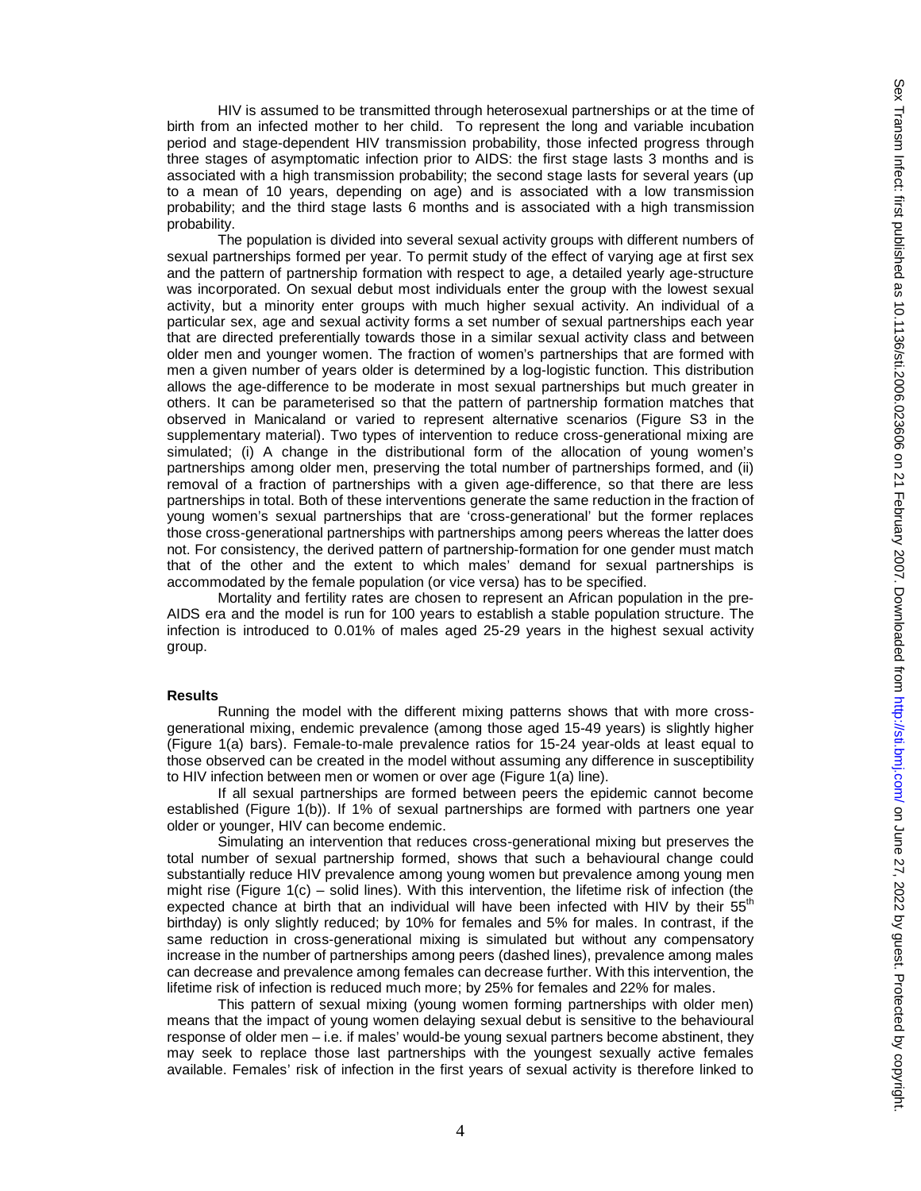HIV is assumed to be transmitted through heterosexual partnerships or at the time of birth from an infected mother to her child. To represent the long and variable incubation period and stage-dependent HIV transmission probability, those infected progress through three stages of asymptomatic infection prior to AIDS: the first stage lasts 3 months and is associated with a high transmission probability; the second stage lasts for several years (up to a mean of 10 years, depending on age) and is associated with a low transmission probability; and the third stage lasts 6 months and is associated with a high transmission probability.

The population is divided into several sexual activity groups with different numbers of sexual partnerships formed per year. To permit study of the effect of varying age at first sex and the pattern of partnership formation with respect to age, a detailed yearly age-structure was incorporated. On sexual debut most individuals enter the group with the lowest sexual activity, but a minority enter groups with much higher sexual activity. An individual of a particular sex, age and sexual activity forms a set number of sexual partnerships each year that are directed preferentially towards those in a similar sexual activity class and between older men and younger women. The fraction of women's partnerships that are formed with men a given number of years older is determined by a log-logistic function. This distribution allows the age-difference to be moderate in most sexual partnerships but much greater in others. It can be parameterised so that the pattern of partnership formation matches that observed in Manicaland or varied to represent alternative scenarios (Figure S3 in the supplementary material). Two types of intervention to reduce cross-generational mixing are simulated; (i) A change in the distributional form of the allocation of young women's partnerships among older men, preserving the total number of partnerships formed, and (ii) removal of a fraction of partnerships with a given age-difference, so that there are less partnerships in total. Both of these interventions generate the same reduction in the fraction of young women's sexual partnerships that are 'cross-generational' but the former replaces those cross-generational partnerships with partnerships among peers whereas the latter does not. For consistency, the derived pattern of partnership-formation for one gender must match that of the other and the extent to which males' demand for sexual partnerships is accommodated by the female population (or vice versa) has to be specified.

Mortality and fertility rates are chosen to represent an African population in the pre-AIDS era and the model is run for 100 years to establish a stable population structure. The infection is introduced to 0.01% of males aged 25-29 years in the highest sexual activity group.

## Results

Running the model with the different mixing patterns shows that with more cross-generational mixing, endemic prevalence (among those aged 15-49 years) is slightly higher (Figure 1(a) bars). Female-to-male prevalence ratios for 15-24 year-olds at least equal to those observed can be created in the model without assuming any difference in susceptibility to HIV infection between men or women or over age (Figure 1(a) line).

If all sexual partnerships are formed between peers the epidemic cannot become established (Figure 1(b)). If 1% of sexual partnerships are formed with partners one year older or younger, HIV can become endemic.

Simulating an intervention that reduces cross-generational mixing but preserves the total number of sexual partnership formed, shows that such a behavioural change could substantially reduce HIV prevalence among young women but prevalence among young men might rise (Figure 1(c) – solid lines). With this intervention, the lifetime risk of infection (the expected chance at birth that an individual will have been infected with HIV by their $55^{th}$ birthday) is only slightly reduced; by 10% for females and 5% for males. In contrast, if the same reduction in cross-generational mixing is simulated but without any compensatory increase in the number of partnerships among peers (dashed lines), prevalence among males can decrease and prevalence among females can decrease further. With this intervention, the lifetime risk of infection is reduced much more; by 25% for females and 22% for males.

This pattern of sexual mixing (young women forming partnerships with older men) means that the impact of young women delaying sexual debut is sensitive to the behavioural response of older men – i.e. if males' would-be young sexual partners become abstinent, they may seek to replace those last partnerships with the youngest sexually active females available. Females' risk of infection in the first years of sexual activity is therefore linked to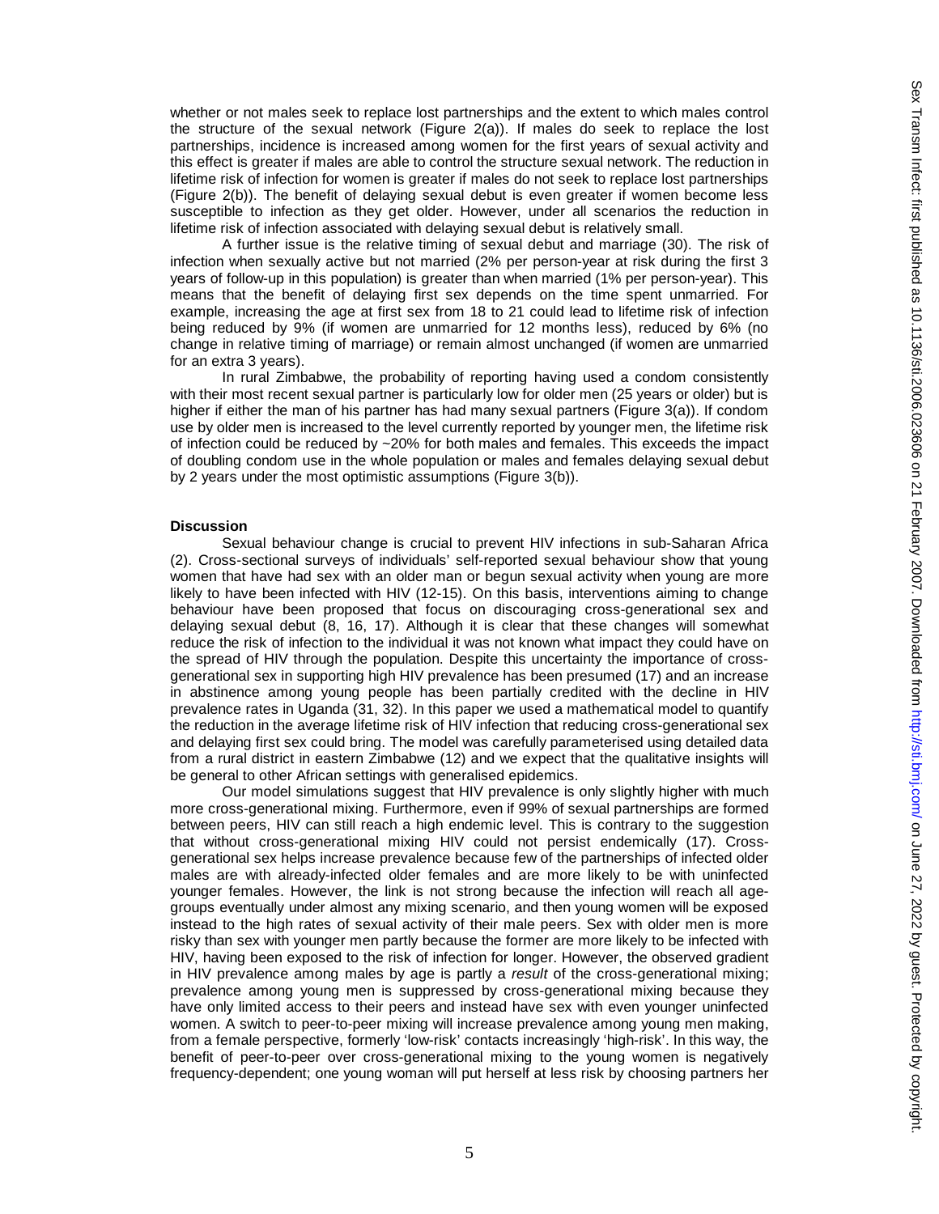whether or not males seek to replace lost partnerships and the extent to which males control the structure of the sexual network (Figure 2(a)). If males do seek to replace the lost partnerships, incidence is increased among women for the first years of sexual activity and this effect is greater if males are able to control the structure sexual network. The reduction in lifetime risk of infection for women is greater if males do not seek to replace lost partnerships (Figure 2(b)). The benefit of delaying sexual debut is even greater if women become less susceptible to infection as they get older. However, under all scenarios the reduction in lifetime risk of infection associated with delaying sexual debut is relatively small.

A further issue is the relative timing of sexual debut and marriage (30). The risk of infection when sexually active but not married (2% per person-year at risk during the first 3 years of follow-up in this population) is greater than when married (1% per person-year). This means that the benefit of delaying first sex depends on the time spent unmarried. For example, increasing the age at first sex from 18 to 21 could lead to lifetime risk of infection being reduced by 9% (if women are unmarried for 12 months less), reduced by 6% (no change in relative timing of marriage) or remain almost unchanged (if women are unmarried for an extra 3 years).

In rural Zimbabwe, the probability of reporting having used a condom consistently with their most recent sexual partner is particularly low for older men (25 years or older) but is higher if either the man of his partner has had many sexual partners (Figure 3(a)). If condom use by older men is increased to the level currently reported by younger men, the lifetime risk of infection could be reduced by ~20% for both males and females. This exceeds the impact of doubling condom use in the whole population or males and females delaying sexual debut by 2 years under the most optimistic assumptions (Figure 3(b)).

**Discussion**

Sexual behaviour change is crucial to prevent HIV infections in sub-Saharan Africa (2). Cross-sectional surveys of individuals' self-reported sexual behaviour show that young women that have had sex with an older man or begun sexual activity when young are more likely to have been infected with HIV (12-15). On this basis, interventions aiming to change behaviour have been proposed that focus on discouraging cross-generational sex and delaying sexual debut (8, 16, 17). Although it is clear that these changes will somewhat reduce the risk of infection to the individual it was not known what impact they could have on the spread of HIV through the population. Despite this uncertainty the importance of cross-generational sex in supporting high HIV prevalence has been presumed (17) and an increase in abstinence among young people has been partially credited with the decline in HIV prevalence rates in Uganda (31, 32). In this paper we used a mathematical model to quantify the reduction in the average lifetime risk of HIV infection that reducing cross-generational sex and delaying first sex could bring. The model was carefully parameterised using detailed data from a rural district in eastern Zimbabwe (12) and we expect that the qualitative insights will be general to other African settings with generalised epidemics.

Our model simulations suggest that HIV prevalence is only slightly higher with much more cross-generational mixing. Furthermore, even if 99% of sexual partnerships are formed between peers, HIV can still reach a high endemic level. This is contrary to the suggestion that without cross-generational mixing HIV could not persist endemically (17). Cross-generational sex helps increase prevalence because few of the partnerships of infected older males are with already-infected older females and are more likely to be with uninfected younger females. However, the link is not strong because the infection will reach all age-groups eventually under almost any mixing scenario, and then young women will be exposed instead to the high rates of sexual activity of their male peers. Sex with older men is more risky than sex with younger men partly because the former are more likely to be infected with HIV, having been exposed to the risk of infection for longer. However, the observed gradient in HIV prevalence among males by age is partly a *result* of the cross-generational mixing; prevalence among young men is suppressed by cross-generational mixing because they have only limited access to their peers and instead have sex with even younger uninfected women. A switch to peer-to-peer mixing will increase prevalence among young men making, from a female perspective, formerly 'low-risk' contacts increasingly 'high-risk'. In this way, the benefit of peer-to-peer over cross-generational mixing to the young women is negatively frequency-dependent; one young woman will put herself at less risk by choosing partners her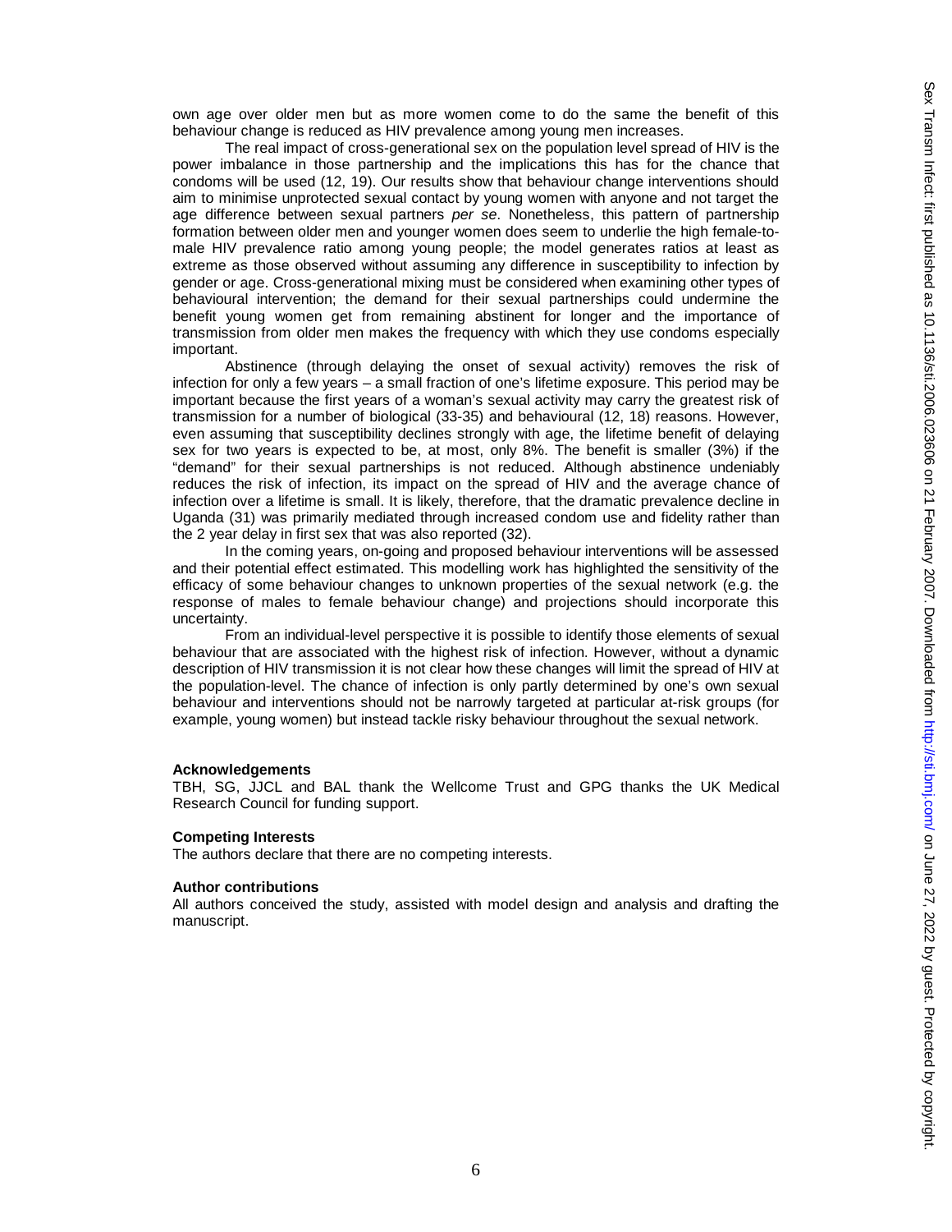own age over older men but as more women come to do the same the benefit of this behaviour change is reduced as HIV prevalence among young men increases.

The real impact of cross-generational sex on the population level spread of HIV is the power imbalance in those partnership and the implications this has for the chance that condoms will be used (12, 19). Our results show that behaviour change interventions should aim to minimise unprotected sexual contact by young women with anyone and not target the age difference between sexual partners *per se*. Nonetheless, this pattern of partnership formation between older men and younger women does seem to underlie the high female-to-male HIV prevalence ratio among young people; the model generates ratios at least as extreme as those observed without assuming any difference in susceptibility to infection by gender or age. Cross-generational mixing must be considered when examining other types of behavioural intervention; the demand for their sexual partnerships could undermine the benefit young women get from remaining abstinent for longer and the importance of transmission from older men makes the frequency with which they use condoms especially important.

Abstinence (through delaying the onset of sexual activity) removes the risk of infection for only a few years – a small fraction of one's lifetime exposure. This period may be important because the first years of a woman's sexual activity may carry the greatest risk of transmission for a number of biological (33-35) and behavioural (12, 18) reasons. However, even assuming that susceptibility declines strongly with age, the lifetime benefit of delaying sex for two years is expected to be, at most, only 8%. The benefit is smaller (3%) if the "demand" for their sexual partnerships is not reduced. Although abstinence undeniably reduces the risk of infection, its impact on the spread of HIV and the average chance of infection over a lifetime is small. It is likely, therefore, that the dramatic prevalence decline in Uganda (31) was primarily mediated through increased condom use and fidelity rather than the 2 year delay in first sex that was also reported (32).

In the coming years, on-going and proposed behaviour interventions will be assessed and their potential effect estimated. This modelling work has highlighted the sensitivity of the efficacy of some behaviour changes to unknown properties of the sexual network (e.g. the response of males to female behaviour change) and projections should incorporate this uncertainty.

From an individual-level perspective it is possible to identify those elements of sexual behaviour that are associated with the highest risk of infection. However, without a dynamic description of HIV transmission it is not clear how these changes will limit the spread of HIV at the population-level. The chance of infection is only partly determined by one's own sexual behaviour and interventions should not be narrowly targeted at particular at-risk groups (for example, young women) but instead tackle risky behaviour throughout the sexual network.

**Acknowledgements**

TBH, SG, JJCL and BAL thank the Wellcome Trust and GPG thanks the UK Medical Research Council for funding support.

**Competing Interests**

The authors declare that there are no competing interests.

**Author contributions**

All authors conceived the study, assisted with model design and analysis and drafting the manuscript.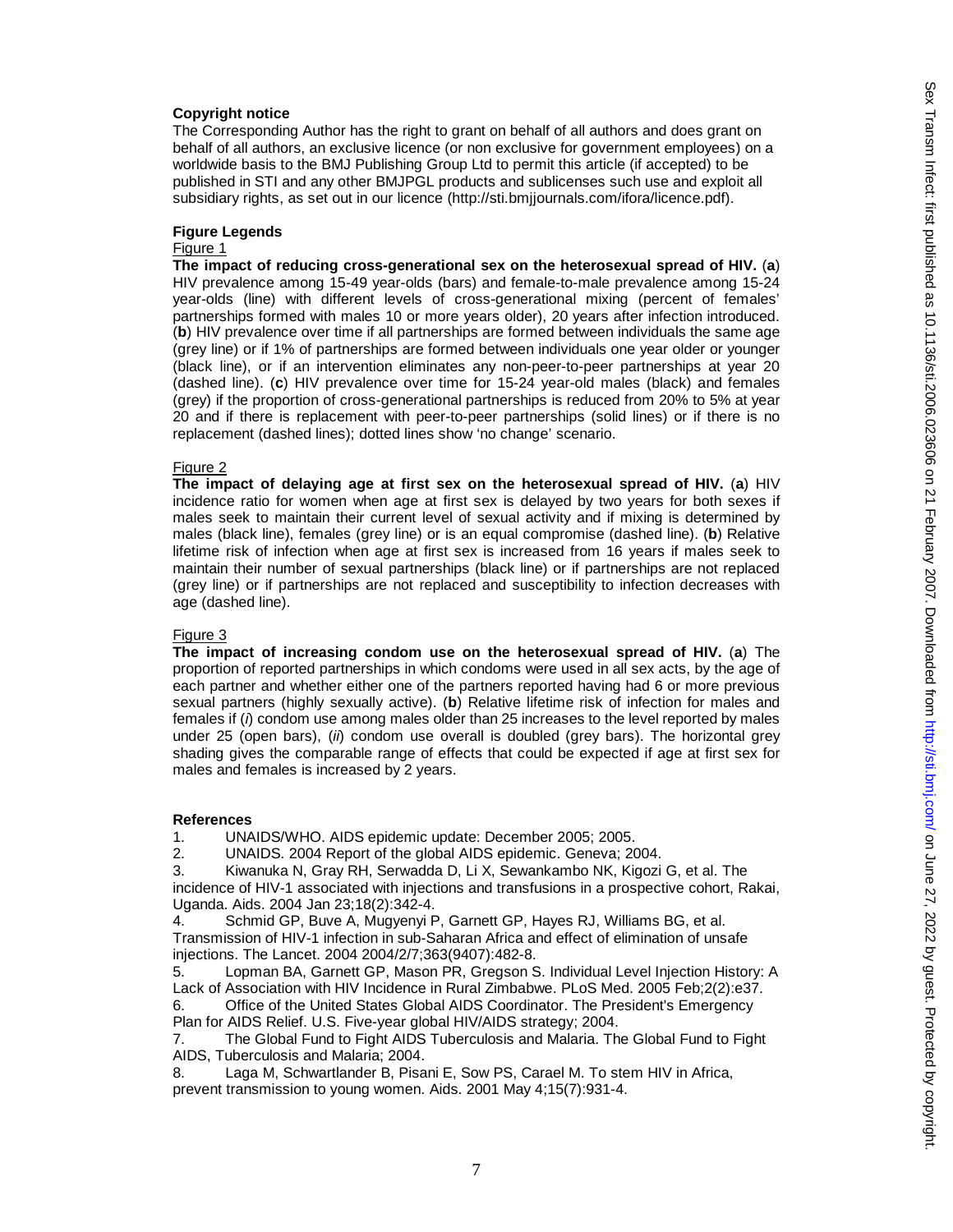**Copyright notice**

The Corresponding Author has the right to grant on behalf of all authors and does grant on behalf of all authors, an exclusive licence (or non exclusive for government employees) on a worldwide basis to the BMJ Publishing Group Ltd to permit this article (if accepted) to be published in STI and any other BMJPGL products and sublicenses such use and exploit all subsidiary rights, as set out in our licence (http://sti.bmjjournals.com/ifora/licence.pdf).

**Figure Legends**

Figure 1

**The impact of reducing cross-generational sex on the heterosexual spread of HIV.** (**a**) HIV prevalence among 15-49 year-olds (bars) and female-to-male prevalence among 15-24 year-olds (line) with different levels of cross-generational mixing (percent of females' partnerships formed with males 10 or more years older), 20 years after infection introduced. (**b**) HIV prevalence over time if all partnerships are formed between individuals the same age (grey line) or if 1% of partnerships are formed between individuals one year older or younger (black line), or if an intervention eliminates any non-peer-to-peer partnerships at year 20 (dashed line). (**c**) HIV prevalence over time for 15-24 year-old males (black) and females (grey) if the proportion of cross-generational partnerships is reduced from 20% to 5% at year 20 and if there is replacement with peer-to-peer partnerships (solid lines) or if there is no replacement (dashed lines); dotted lines show 'no change' scenario.

Figure 2

**The impact of delaying age at first sex on the heterosexual spread of HIV.** (**a**) HIV incidence ratio for women when age at first sex is delayed by two years for both sexes if males seek to maintain their current level of sexual activity and if mixing is determined by males (black line), females (grey line) or is an equal compromise (dashed line). (**b**) Relative lifetime risk of infection when age at first sex is increased from 16 years if males seek to maintain their number of sexual partnerships (black line) or if partnerships are not replaced (grey line) or if partnerships are not replaced and susceptibility to infection decreases with age (dashed line).

Figure 3

**The impact of increasing condom use on the heterosexual spread of HIV.** (**a**) The proportion of reported partnerships in which condoms were used in all sex acts, by the age of each partner and whether either one of the partners reported having had 6 or more previous sexual partners (highly sexually active). (**b**) Relative lifetime risk of infection for males and females if (*i*) condom use among males older than 25 increases to the level reported by males under 25 (open bars), (*ii*) condom use overall is doubled (grey bars). The horizontal grey shading gives the comparable range of effects that could be expected if age at first sex for males and females is increased by 2 years.

**References**

1. UNAIDS/WHO. AIDS epidemic update: December 2005; 2005.
2. UNAIDS. 2004 Report of the global AIDS epidemic. Geneva; 2004.
3. Kiwanuka N, Gray RH, Serwadda D, Li X, Sewankambo NK, Kigozi G, et al. The incidence of HIV-1 associated with injections and transfusions in a prospective cohort, Rakai, Uganda. Aids. 2004 Jan 23;18(2):342-4.
4. Schmid GP, Buve A, Mugyenyi P, Garnett GP, Hayes RJ, Williams BG, et al. Transmission of HIV-1 infection in sub-Saharan Africa and effect of elimination of unsafe injections. The Lancet. 2004 2004/2/7;363(9407):482-8.
5. Lopman BA, Garnett GP, Mason PR, Gregson S. Individual Level Injection History: A Lack of Association with HIV Incidence in Rural Zimbabwe. PLoS Med. 2005 Feb;2(2):e37.
6. Office of the United States Global AIDS Coordinator. The President's Emergency Plan for AIDS Relief. U.S. Five-year global HIV/AIDS strategy; 2004.
7. The Global Fund to Fight AIDS Tuberculosis and Malaria. The Global Fund to Fight AIDS, Tuberculosis and Malaria; 2004.
8. Laga M, Schwartlander B, Pisani E, Sow PS, Carael M. To stem HIV in Africa, prevent transmission to young women. Aids. 2001 May 4;15(7):931-4.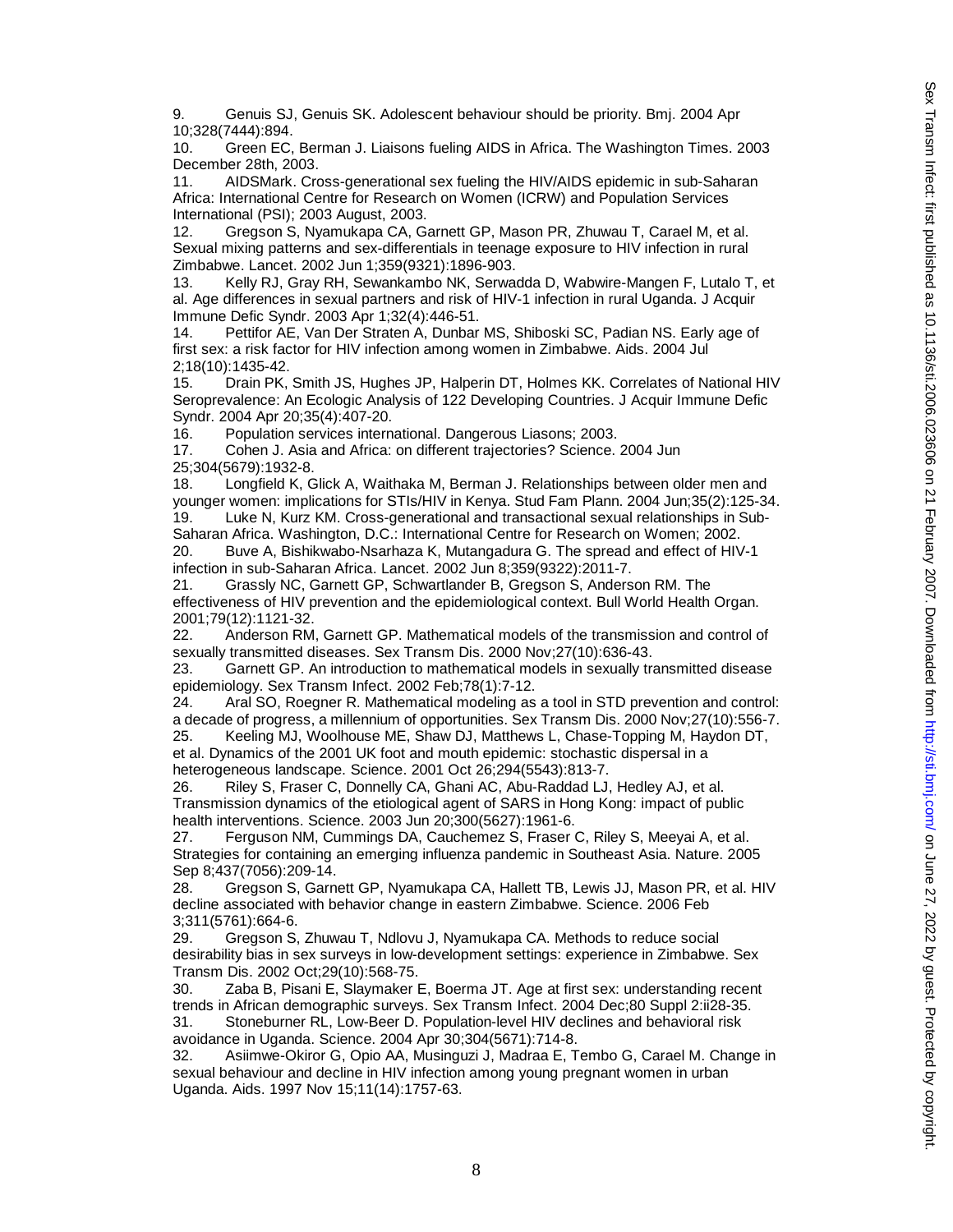9. Genuis SJ, Genuis SK. Adolescent behaviour should be priority. Bmj. 2004 Apr 10;328(7444):894.
10. Green EC, Berman J. Liaisons fueling AIDS in Africa. The Washington Times. 2003 December 28th, 2003.
11. AIDSMark. Cross-generational sex fueling the HIV/AIDS epidemic in sub-Saharan Africa: International Centre for Research on Women (ICRW) and Population Services International (PSI); 2003 August, 2003.
12. Gregson S, Nyamukapa CA, Garnett GP, Mason PR, Zhuwau T, Carael M, et al. Sexual mixing patterns and sex-differentials in teenage exposure to HIV infection in rural Zimbabwe. Lancet. 2002 Jun 1;359(9321):1896-903.
13. Kelly RJ, Gray RH, Sewankambo NK, Serwadda D, Wabwire-Mangen F, Lutalo T, et al. Age differences in sexual partners and risk of HIV-1 infection in rural Uganda. J Acquir Immune Defic Syndr. 2003 Apr 1;32(4):446-51.
14. Pettifor AE, Van Der Straten A, Dunbar MS, Shiboski SC, Padian NS. Early age of first sex: a risk factor for HIV infection among women in Zimbabwe. Aids. 2004 Jul 2;18(10):1435-42.
15. Drain PK, Smith JS, Hughes JP, Halperin DT, Holmes KK. Correlates of National HIV Seroprevalence: An Ecologic Analysis of 122 Developing Countries. J Acquir Immune Defic Syndr. 2004 Apr 20;35(4):407-20.
16. Population services international. Dangerous Liasons; 2003.
17. Cohen J. Asia and Africa: on different trajectories? Science. 2004 Jun 25;304(5679):1932-8.
18. Longfield K, Glick A, Waithaka M, Berman J. Relationships between older men and younger women: implications for STIs/HIV in Kenya. Stud Fam Plann. 2004 Jun;35(2):125-34.
19. Luke N, Kurz KM. Cross-generational and transactional sexual relationships in Sub-Saharan Africa. Washington, D.C.: International Centre for Research on Women; 2002.
20. Buve A, Bishikwabo-Nsarhaza K, Mutangadura G. The spread and effect of HIV-1 infection in sub-Saharan Africa. Lancet. 2002 Jun 8;359(9322):2011-7.
21. Grassly NC, Garnett GP, Schwartlander B, Gregson S, Anderson RM. The effectiveness of HIV prevention and the epidemiological context. Bull World Health Organ. 2001;79(12):1121-32.
22. Anderson RM, Garnett GP. Mathematical models of the transmission and control of sexually transmitted diseases. Sex Transm Dis. 2000 Nov;27(10):636-43.
23. Garnett GP. An introduction to mathematical models in sexually transmitted disease epidemiology. Sex Transm Infect. 2002 Feb;78(1):7-12.
24. Aral SO, Roegner R. Mathematical modeling as a tool in STD prevention and control: a decade of progress, a millennium of opportunities. Sex Transm Dis. 2000 Nov;27(10):556-7.
25. Keeling MJ, Woolhouse ME, Shaw DJ, Matthews L, Chase-Topping M, Haydon DT, et al. Dynamics of the 2001 UK foot and mouth epidemic: stochastic dispersal in a heterogeneous landscape. Science. 2001 Oct 26;294(5543):813-7.
26. Riley S, Fraser C, Donnelly CA, Ghani AC, Abu-Raddad LJ, Hedley AJ, et al. Transmission dynamics of the etiological agent of SARS in Hong Kong: impact of public health interventions. Science. 2003 Jun 20;300(5627):1961-6.
27. Ferguson NM, Cummings DA, Cauchemez S, Fraser C, Riley S, Meeyai A, et al. Strategies for containing an emerging influenza pandemic in Southeast Asia. Nature. 2005 Sep 8;437(7056):209-14.
28. Gregson S, Garnett GP, Nyamukapa CA, Hallett TB, Lewis JJ, Mason PR, et al. HIV decline associated with behavior change in eastern Zimbabwe. Science. 2006 Feb 3;311(5761):664-6.
29. Gregson S, Zhuwau T, Ndlovu J, Nyamukapa CA. Methods to reduce social desirability bias in sex surveys in low-development settings: experience in Zimbabwe. Sex Transm Dis. 2002 Oct;29(10):568-75.
30. Zaba B, Pisani E, Slaymaker E, Boerma JT. Age at first sex: understanding recent trends in African demographic surveys. Sex Transm Infect. 2004 Dec;80 Suppl 2:ii28-35.
31. Stoneburner RL, Low-Beer D. Population-level HIV declines and behavioral risk avoidance in Uganda. Science. 2004 Apr 30;304(5671):714-8.
32. Asiimwe-Okiror G, Opio AA, Musinguzi J, Madraa E, Tembo G, Carael M. Change in sexual behaviour and decline in HIV infection among young pregnant women in urban Uganda. Aids. 1997 Nov 15;11(14):1757-63.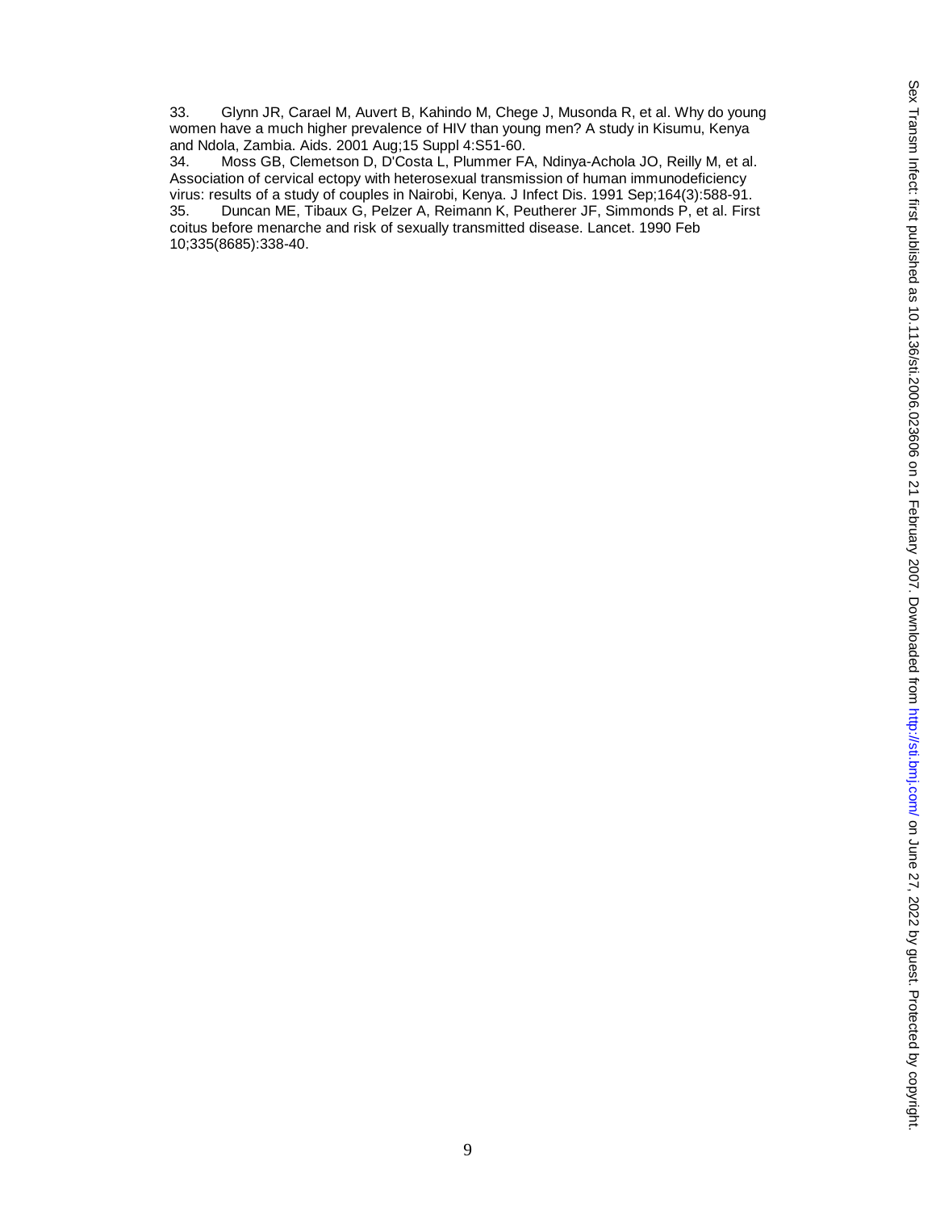33. Glynn JR, Carael M, Auvert B, Kahindo M, Chege J, Musonda R, et al. Why do young women have a much higher prevalence of HIV than young men? A study in Kisumu, Kenya and Ndola, Zambia. Aids. 2001 Aug;15 Suppl 4:S51-60.

34. Moss GB, Clemetson D, D'Costa L, Plummer FA, Ndinya-Achola JO, Reilly M, et al. Association of cervical ectopy with heterosexual transmission of human immunodeficiency virus: results of a study of couples in Nairobi, Kenya. J Infect Dis. 1991 Sep;164(3):588-91.

35. Duncan ME, Tibaux G, Pelzer A, Reimann K, Peutherer JF, Simmonds P, et al. First coitus before menarche and risk of sexually transmitted disease. Lancet. 1990 Feb 10;335(8685):338-40.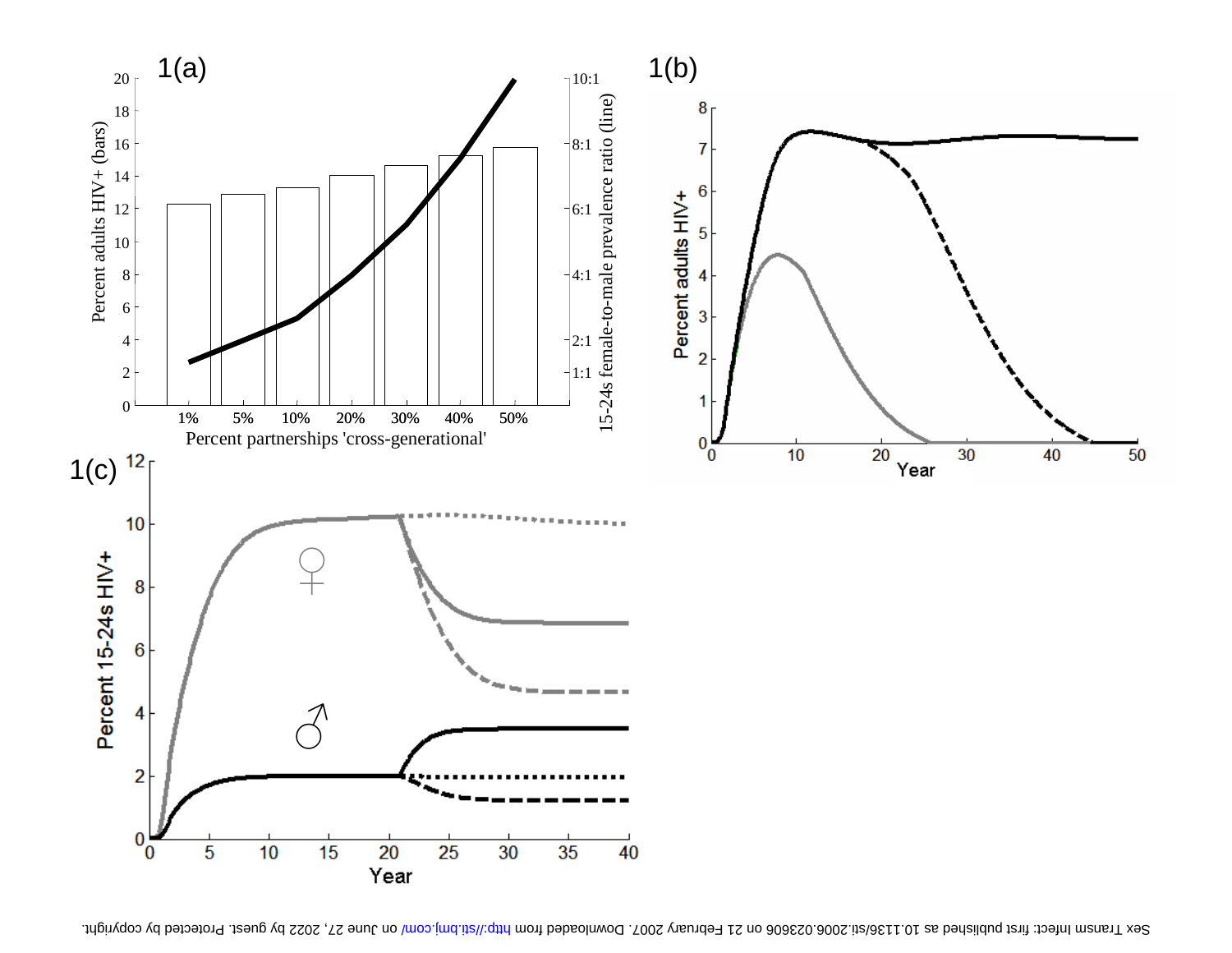1(a)

Percent adults HIV+ (bars)

15-24s female-to-male prevalence ratio (line)

Percent partnerships 'cross-generational'

1% 5% 10% 20% 30% 40% 50%

1(b)

Percent adults HIV+

Year

1(c)

Percent 15-24s HIV+

♀

♂

Year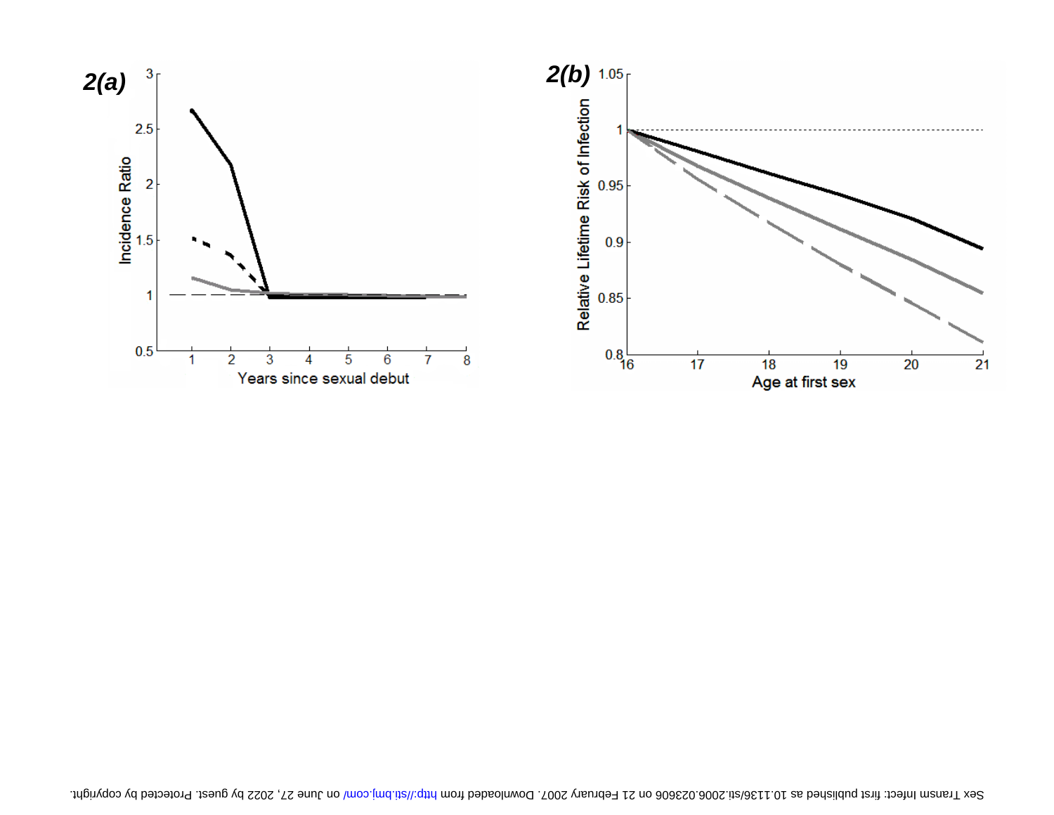**2(a)**

Incidence Ratio

Years since sexual debut

**2(b)**

Relative Lifetime Risk of Infection

Age at first sex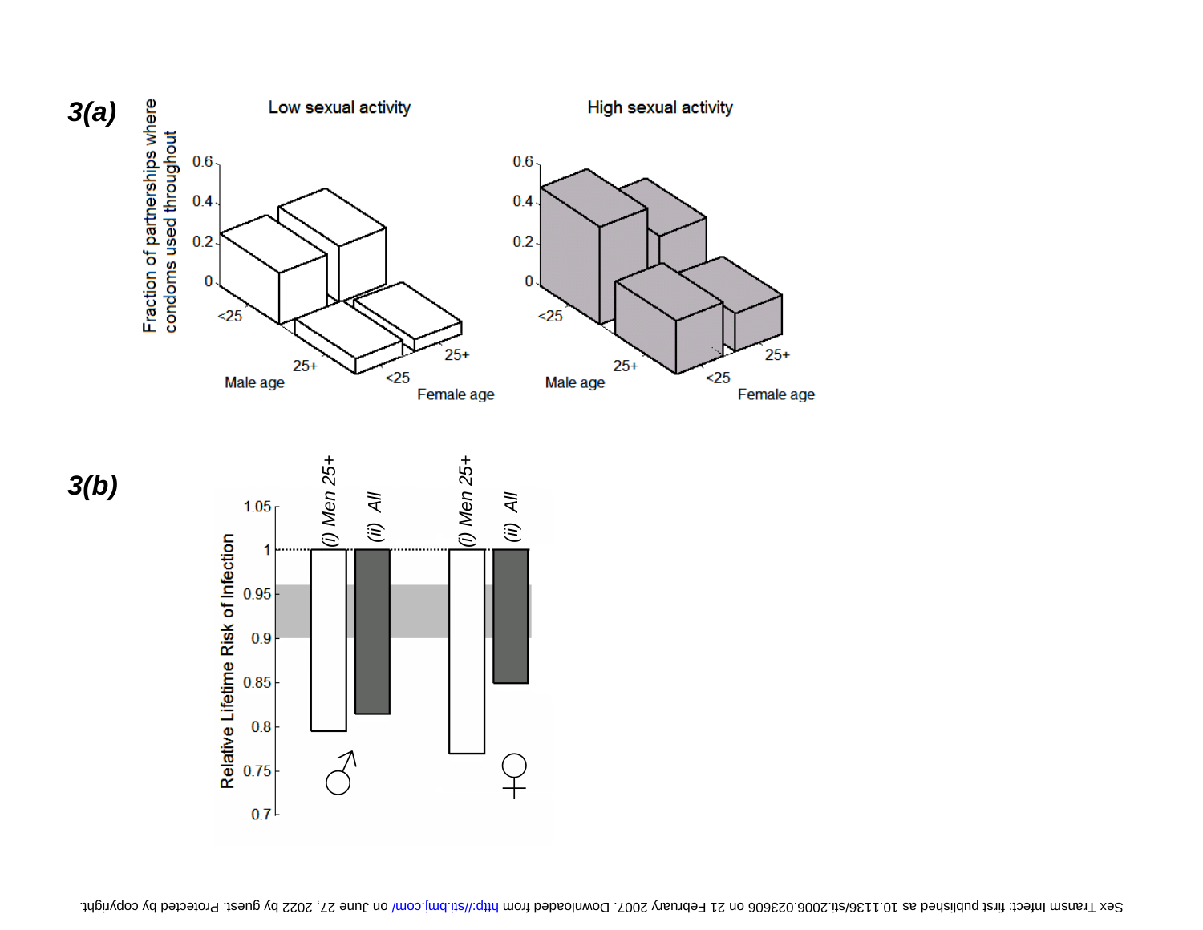**3(a)**

Low sexual activity

High sexual activity

Fraction of partnerships where condoms used throughout

Male age

Female age

**3(b)**

Relative Lifetime Risk of Infection

(i) Men 25+

(ii) All

(i) Men 25+

(ii) All

♂

♀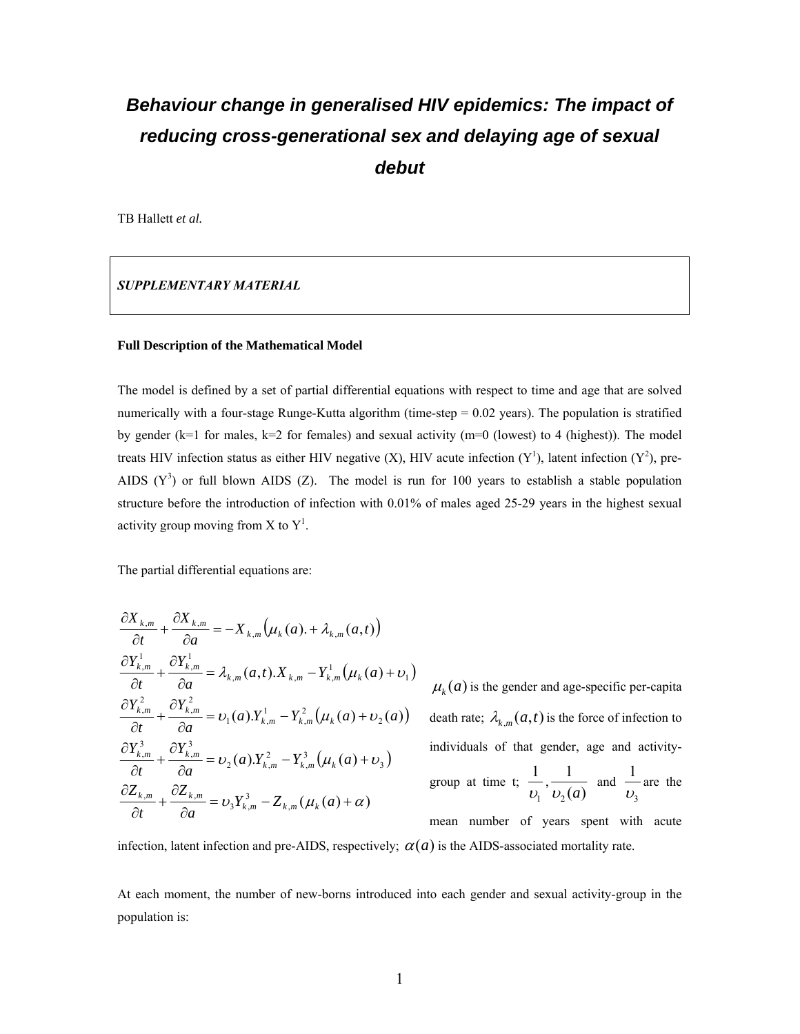# *Behaviour change in generalised HIV epidemics: The impact of reducing cross-generational sex and delaying age of sexual debut*

TB Hallett *et al.*

***SUPPLEMENTARY MATERIAL***

**Full Description of the Mathematical Model**

The model is defined by a set of partial differential equations with respect to time and age that are solved numerically with a four-stage Runge-Kutta algorithm (time-step = 0.02 years). The population is stratified by gender (k=1 for males, k=2 for females) and sexual activity (m=0 (lowest) to 4 (highest)). The model treats HIV infection status as either HIV negative (X), HIV acute infection ($Y^1$), latent infection ($Y^2$), pre-AIDS ($Y^3$) or full blown AIDS (Z). The model is run for 100 years to establish a stable population structure before the introduction of infection with 0.01% of males aged 25-29 years in the highest sexual activity group moving from X to $Y^1$.

The partial differential equations are:

$$
\begin{aligned}
\frac{\partial X_{k,m}}{\partial t} + \frac{\partial X_{k,m}}{\partial a} &= -X_{k,m}\left(\mu_k(a).+\lambda_{k,m}(a,t)\right) \\
\frac{\partial Y^1_{k,m}}{\partial t} + \frac{\partial Y^1_{k,m}}{\partial a} &= \lambda_{k,m}(a,t).X_{k,m} - Y^1_{k,m}\left(\mu_k(a)+\upsilon_1\right) \\
\frac{\partial Y^2_{k,m}}{\partial t} + \frac{\partial Y^2_{k,m}}{\partial a} &= \upsilon_1(a).Y^1_{k,m} - Y^2_{k,m}\left(\mu_k(a)+\upsilon_2(a)\right) \\
\frac{\partial Y^3_{k,m}}{\partial t} + \frac{\partial Y^3_{k,m}}{\partial a} &= \upsilon_2(a).Y^2_{k,m} - Y^3_{k,m}\left(\mu_k(a)+\upsilon_3\right) \\
\frac{\partial Z_{k,m}}{\partial t} + \frac{\partial Z_{k,m}}{\partial a} &= \upsilon_3 Y^3_{k,m} - Z_{k,m}\left(\mu_k(a)+\alpha\right)
\end{aligned}
$$

$\mu_k(a)$ is the gender and age-specific per-capita death rate; $\lambda_{k,m}(a,t)$ is the force of infection to individuals of that gender, age and activity-group at time t; $\frac{1}{\upsilon_1}, \frac{1}{\upsilon_2(a)}$ and $\frac{1}{\upsilon_3}$ are the mean number of years spent with acute infection, latent infection and pre-AIDS, respectively; $\alpha(a)$ is the AIDS-associated mortality rate.

At each moment, the number of new-borns introduced into each gender and sexual activity-group in the population is: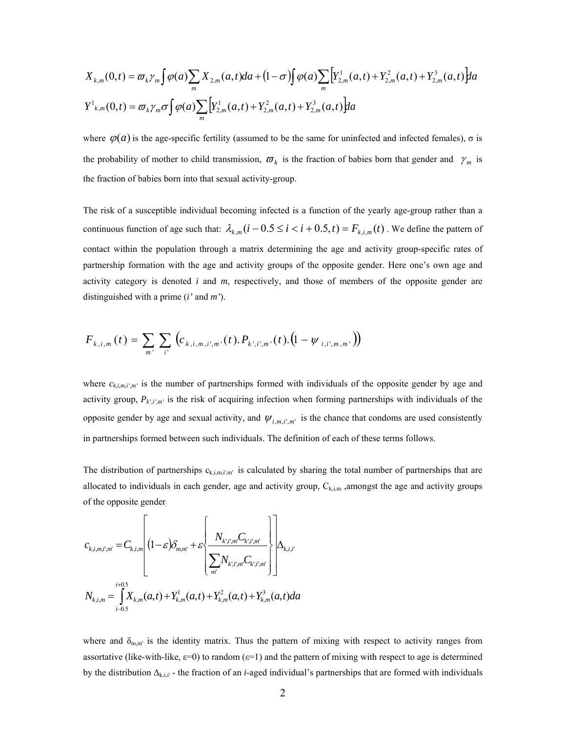$$X_{k,m}(0,t) = \varpi_k \gamma_m \int \varphi(a) \sum_m X_{2,m}(a,t)da + (1-\sigma)\int \varphi(a) \sum_m \left[Y_{2,m}^1(a,t) + Y_{2,m}^2(a,t) + Y_{2,m}^3(a,t)\right]da$$

$$Y^1{}_{k,m}(0,t) = \varpi_k \gamma_m \sigma \int \varphi(a) \sum_m \left[Y_{2,m}^1(a,t) + Y_{2,m}^2(a,t) + Y_{2,m}^3(a,t)\right]da$$

where $\varphi(a)$ is the age-specific fertility (assumed to be the same for uninfected and infected females), σ is the probability of mother to child transmission, $\varpi_k$ is the fraction of babies born that gender and $\gamma_m$ is the fraction of babies born into that sexual activity-group.

The risk of a susceptible individual becoming infected is a function of the yearly age-group rather than a continuous function of age such that: $\lambda_{k,m}(i-0.5 \le i < i+0.5, t) = F_{k,i,m}(t)$. We define the pattern of contact within the population through a matrix determining the age and activity group-specific rates of partnership formation with the age and activity groups of the opposite gender. Here one's own age and activity category is denoted *i* and *m*, respectively, and those of members of the opposite gender are distinguished with a prime (*i'* and *m'*).

$$F_{k,i,m}(t) = \sum_{m'} \sum_{i'} \left(c_{k,i,m,i',m'}(t).P_{k',i',m'}(t).\left(1-\psi_{i,i',m,m'}\right)\right)$$

where $c_{k,i,m,i',m'}$ is the number of partnerships formed with individuals of the opposite gender by age and activity group, $P_{k',i',m'}$ is the risk of acquiring infection when forming partnerships with individuals of the opposite gender by age and sexual activity, and $\psi_{i,m,i',m'}$ is the chance that condoms are used consistently in partnerships formed between such individuals. The definition of each of these terms follows.

The distribution of partnerships $c_{k,i,m,i',m'}$ is calculated by sharing the total number of partnerships that are allocated to individuals in each gender, age and activity group, $C_{k,i,m}$, amongst the age and activity groups of the opposite gender.

$$c_{k,i,m,i',m'} = C_{k,i,m}\left[(1-\varepsilon)\delta_{m,m'} + \varepsilon\left\{\frac{N_{k',i',m'}C_{k',i',m'}}{\sum_{m'} N_{k',i',m'}C_{k',i',m'}}\right\}\right]\Delta_{k,i,i'}$$

$$N_{k,i,m} = \int_{i-0.5}^{i+0.5} X_{k,m}(a,t) + Y_{k,m}^1(a,t) + Y_{k,m}^2(a,t) + Y_{k,m}^3(a,t)da$$

where and $\delta_{m,m'}$ is the identity matrix. Thus the pattern of mixing with respect to activity ranges from assortative (like-with-like, ε=0) to random (ε=1) and the pattern of mixing with respect to age is determined by the distribution $\Delta_{k,i,i'}$ - the fraction of an *i*-aged individual's partnerships that are formed with individuals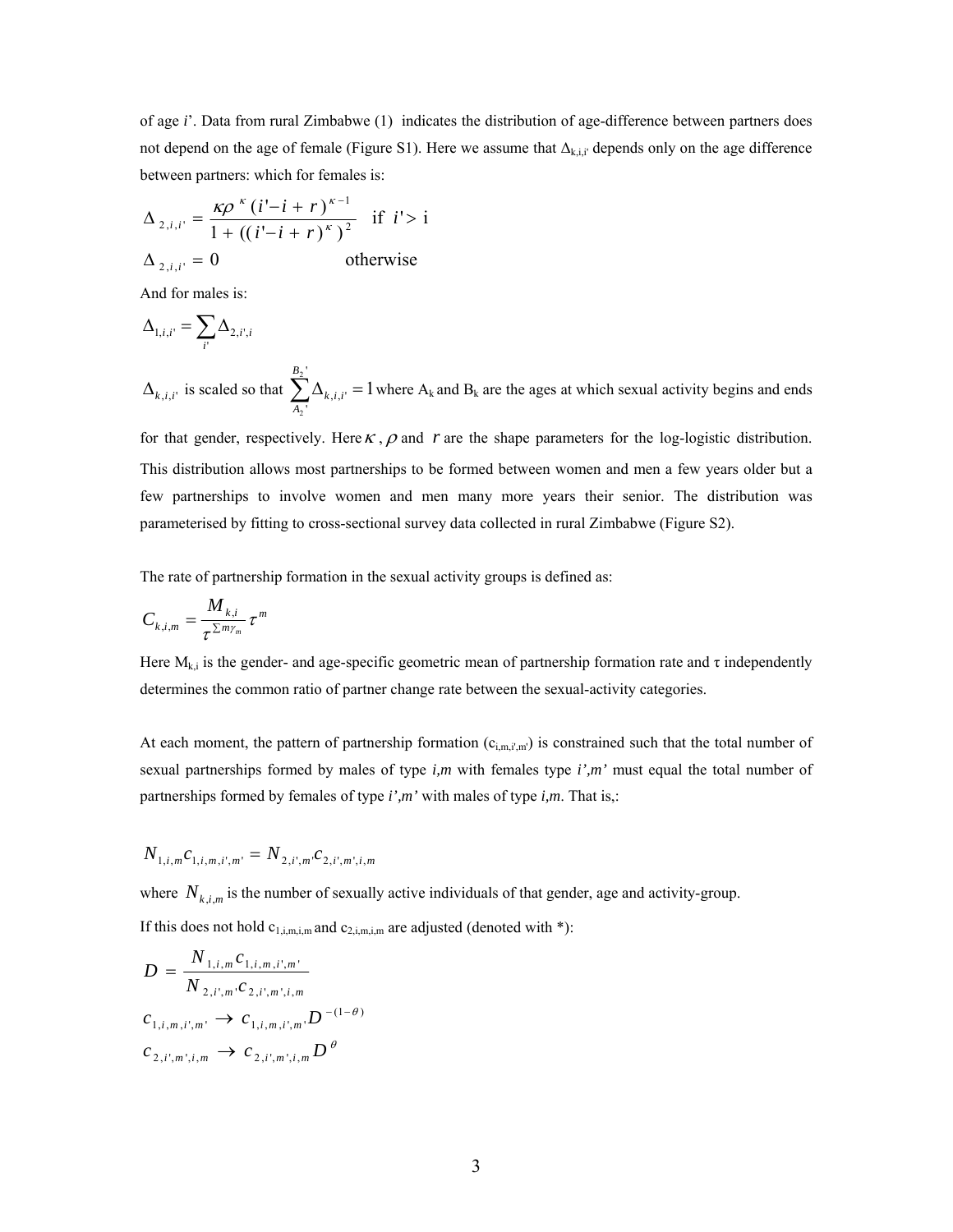of age *i*'. Data from rural Zimbabwe (1) indicates the distribution of age-difference between partners does not depend on the age of female (Figure S1). Here we assume that $\Delta_{k,i,i'}$ depends only on the age difference between partners: which for females is:

$$\Delta_{2,i,i'} = \frac{\kappa \rho^{\kappa} (i' - i + r)^{\kappa - 1}}{1 + ((i' - i + r)^{\kappa})^{2}} \quad \text{if } i' > \text{i}$$

$$\Delta_{2,i,i'} = 0 \qquad \text{otherwise}$$

And for males is:

$$\Delta_{1,i,i'} = \sum_{i'} \Delta_{2,i',i}$$

$\Delta_{k,i,i'}$ is scaled so that $\sum_{A_2'}^{B_2'} \Delta_{k,i,i'} = 1$ where $A_k$ and $B_k$ are the ages at which sexual activity begins and ends for that gender, respectively. Here $\kappa$, $\rho$ and $r$ are the shape parameters for the log-logistic distribution. This distribution allows most partnerships to be formed between women and men a few years older but a few partnerships to involve women and men many more years their senior. The distribution was parameterised by fitting to cross-sectional survey data collected in rural Zimbabwe (Figure S2).

The rate of partnership formation in the sexual activity groups is defined as:

$$C_{k,i,m} = \frac{M_{k,i}}{\tau^{\sum m \gamma_m}} \tau^{m}$$

Here $M_{k,i}$ is the gender- and age-specific geometric mean of partnership formation rate and $\tau$ independently determines the common ratio of partner change rate between the sexual-activity categories.

At each moment, the pattern of partnership formation ($c_{i,m,i',m'}$) is constrained such that the total number of sexual partnerships formed by males of type *i,m* with females type *i',m'* must equal the total number of partnerships formed by females of type *i',m'* with males of type *i,m*. That is,:

$$N_{1,i,m} c_{1,i,m,i',m'} = N_{2,i',m'} c_{2,i',m',i,m}$$

where $N_{k,i,m}$ is the number of sexually active individuals of that gender, age and activity-group.

If this does not hold $c_{1,i,m,i,m}$ and $c_{2,i,m,i,m}$ are adjusted (denoted with *):

$$D = \frac{N_{1,i,m} c_{1,i,m,i',m'}}{N_{2,i',m'} c_{2,i',m',i,m}}$$

$$c_{1,i,m,i',m'} \rightarrow c_{1,i,m,i',m'} D^{-(1-\theta)}$$

$$c_{2,i',m',i,m} \rightarrow c_{2,i',m',i,m} D^{\theta}$$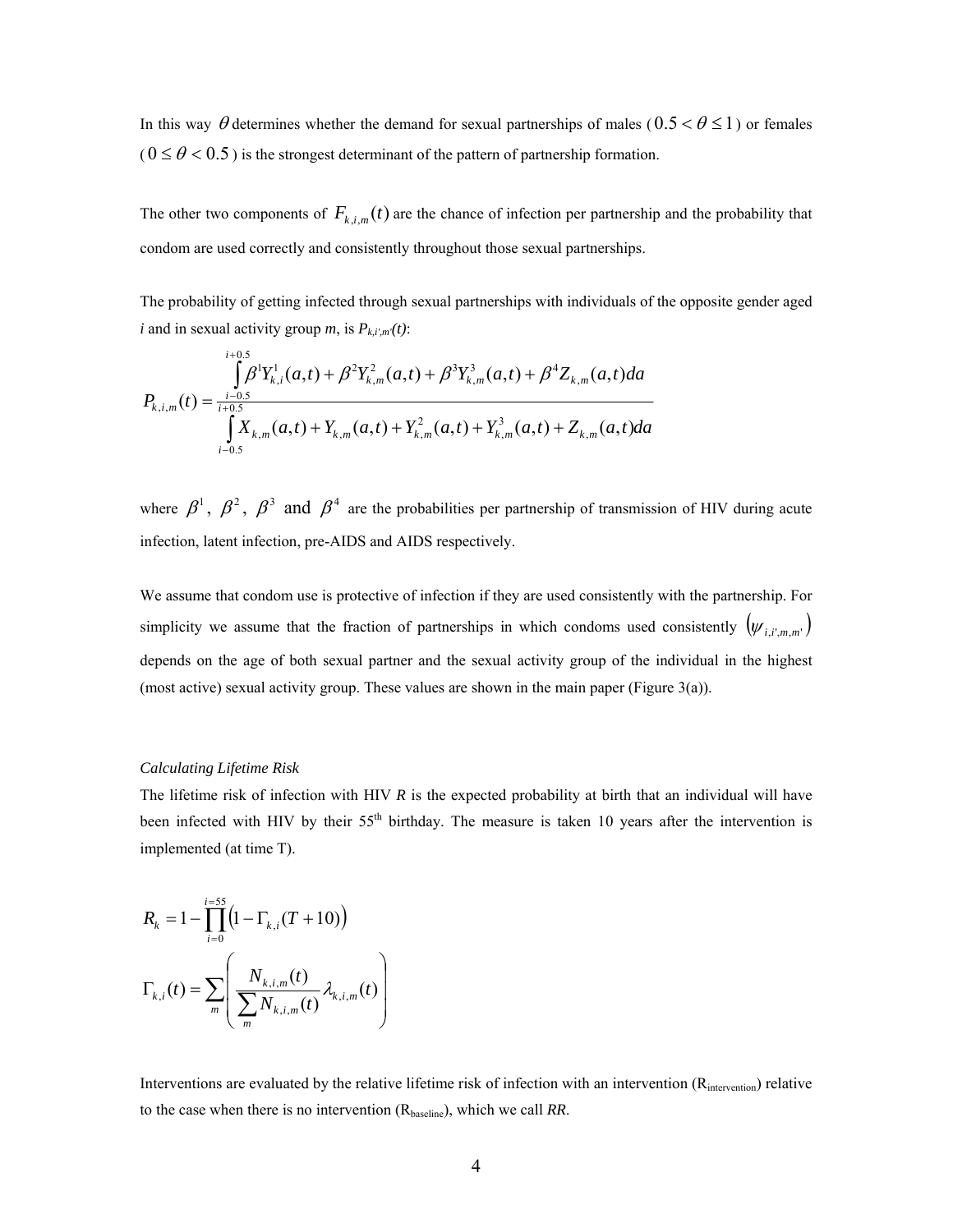In this way $\theta$ determines whether the demand for sexual partnerships of males ($0.5 < \theta \leq 1$) or females ($0 \leq \theta < 0.5$) is the strongest determinant of the pattern of partnership formation.

The other two components of $F_{k,i,m}(t)$ are the chance of infection per partnership and the probability that condom are used correctly and consistently throughout those sexual partnerships.

The probability of getting infected through sexual partnerships with individuals of the opposite gender aged *i* and in sexual activity group *m*, is $P_{k,i',m'}(t)$:

$$P_{k,i,m}(t) = \frac{\int_{i-0.5}^{i+0.5} \beta^1 Y_{k,i}^1(a,t) + \beta^2 Y_{k,m}^2(a,t) + \beta^3 Y_{k,m}^3(a,t) + \beta^4 Z_{k,m}(a,t)da}{\int_{i-0.5}^{i+0.5} X_{k,m}(a,t) + Y_{k,m}(a,t) + Y_{k,m}^2(a,t) + Y_{k,m}^3(a,t) + Z_{k,m}(a,t)da}$$

where $\beta^1$, $\beta^2$, $\beta^3$ and $\beta^4$ are the probabilities per partnership of transmission of HIV during acute infection, latent infection, pre-AIDS and AIDS respectively.

We assume that condom use is protective of infection if they are used consistently with the partnership. For simplicity we assume that the fraction of partnerships in which condoms used consistently $(\psi_{i,i',m,m'})$ depends on the age of both sexual partner and the sexual activity group of the individual in the highest (most active) sexual activity group. These values are shown in the main paper (Figure 3(a)).

*Calculating Lifetime Risk*

The lifetime risk of infection with HIV *R* is the expected probability at birth that an individual will have been infected with HIV by their 55th birthday. The measure is taken 10 years after the intervention is implemented (at time T).

$$R_k = 1 - \prod_{i=0}^{i=55} \left(1 - \Gamma_{k,i}(T+10)\right)$$

$$\Gamma_{k,i}(t) = \sum_m \left( \frac{N_{k,i,m}(t)}{\sum_m N_{k,i,m}(t)} \lambda_{k,i,m}(t) \right)$$

Interventions are evaluated by the relative lifetime risk of infection with an intervention ($R_{intervention}$) relative to the case when there is no intervention ($R_{baseline}$), which we call *RR*.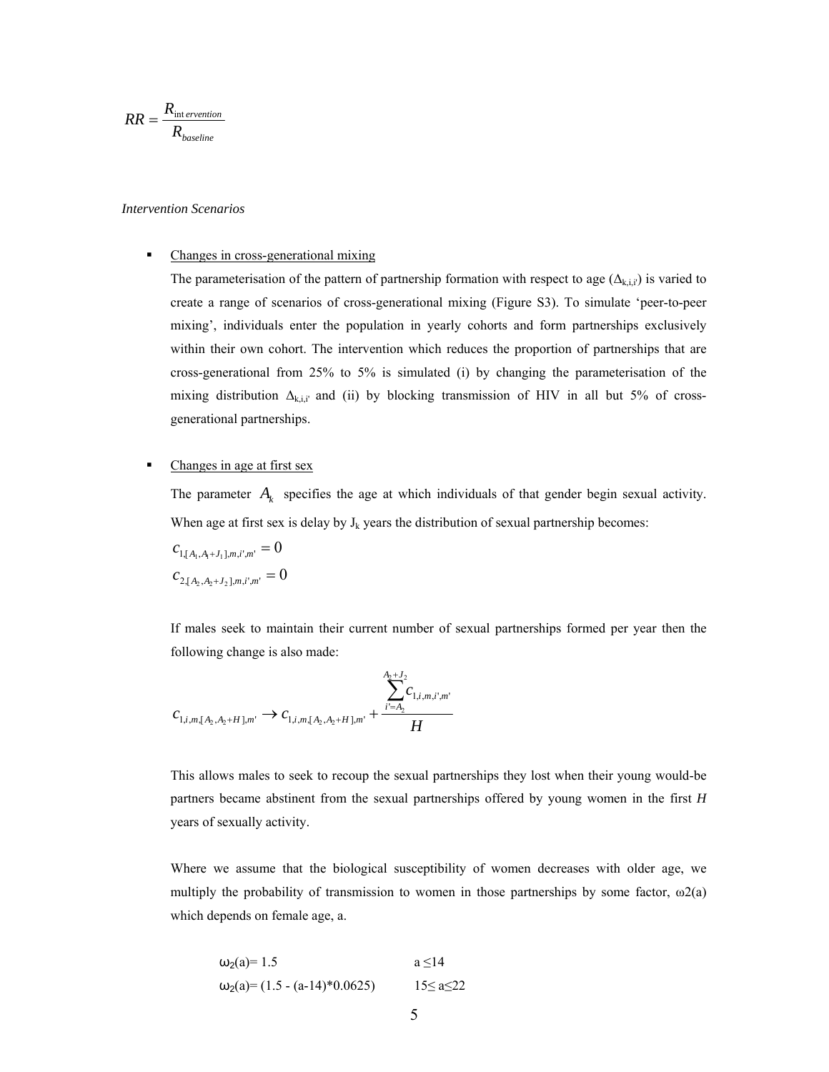$$RR = \frac{R_{intervention}}{R_{baseline}}$$

*Intervention Scenarios*

- Changes in cross-generational mixing

  The parameterisation of the pattern of partnership formation with respect to age ($\Delta_{k,i,i'}$) is varied to create a range of scenarios of cross-generational mixing (Figure S3). To simulate 'peer-to-peer mixing', individuals enter the population in yearly cohorts and form partnerships exclusively within their own cohort. The intervention which reduces the proportion of partnerships that are cross-generational from 25% to 5% is simulated (i) by changing the parameterisation of the mixing distribution $\Delta_{k,i,i'}$ and (ii) by blocking transmission of HIV in all but 5% of cross-generational partnerships.

- Changes in age at first sex

  The parameter $A_k$ specifies the age at which individuals of that gender begin sexual activity. When age at first sex is delay by $J_k$ years the distribution of sexual partnership becomes:

  $$c_{1,[A_1, A_1+J_1],m,i',m'} = 0$$
  $$c_{2,[A_2, A_2+J_2],m,i',m'} = 0$$

  If males seek to maintain their current number of sexual partnerships formed per year then the following change is also made:

  $$c_{1,i,m,[A_2, A_2+H],m'} \rightarrow c_{1,i,m,[A_2, A_2+H],m'} + \frac{\sum_{i'=A_2}^{A_2+J_2} c_{1,i,m,i',m'}}{H}$$

  This allows males to seek to recoup the sexual partnerships they lost when their young would-be partners became abstinent from the sexual partnerships offered by young women in the first *H* years of sexually activity.

  Where we assume that the biological susceptibility of women decreases with older age, we multiply the probability of transmission to women in those partnerships by some factor, $\omega 2(a)$ which depends on female age, a.

  | | |
  |---|---|
  | $\omega_2(a) = 1.5$ | $a \leq 14$ |
  | $\omega_2(a) = (1.5 - (a-14)*0.0625)$ | $15 \leq a \leq 22$ |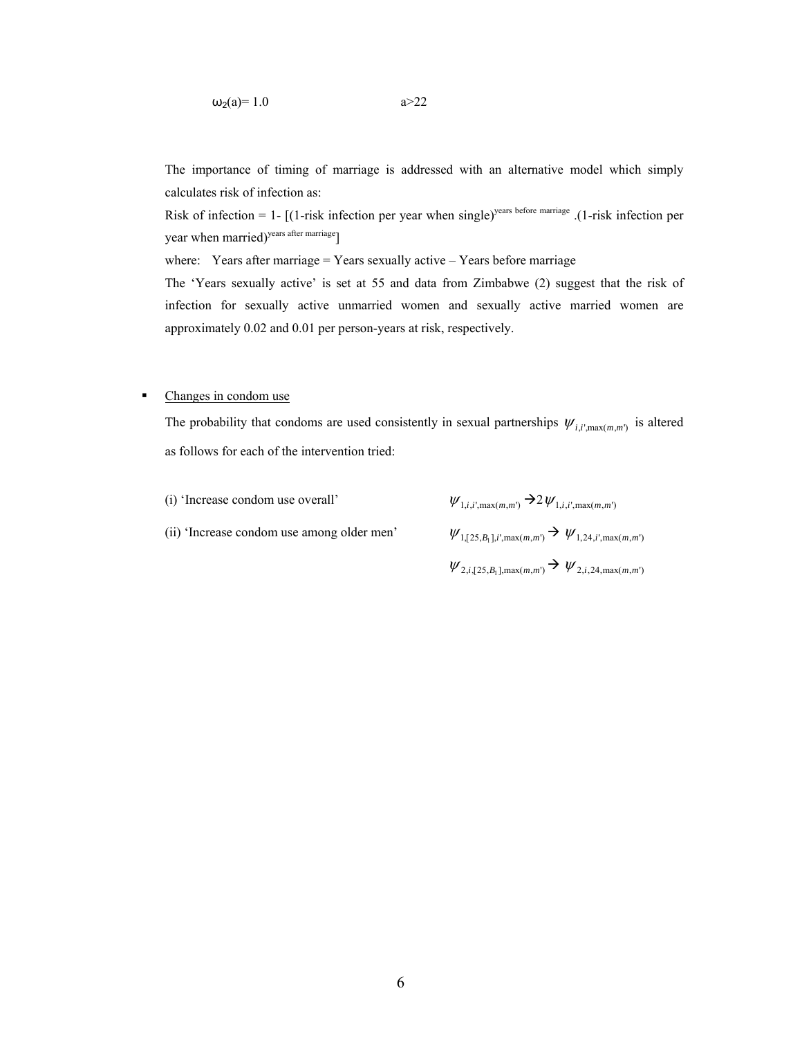$\omega_2(a) = 1.0 \qquad\qquad a>22$

The importance of timing of marriage is addressed with an alternative model which simply calculates risk of infection as:

Risk of infection = 1- [(1-risk infection per year when single)$^{\text{years before marriage}}$ .(1-risk infection per year when married)$^{\text{years after marriage}}$]

where: Years after marriage = Years sexually active – Years before marriage

The 'Years sexually active' is set at 55 and data from Zimbabwe (2) suggest that the risk of infection for sexually active unmarried women and sexually active married women are approximately 0.02 and 0.01 per person-years at risk, respectively.

- Changes in condom use

  The probability that condoms are used consistently in sexual partnerships $\psi_{i,i',\max(m,m')}$ is altered as follows for each of the intervention tried:

  (i) 'Increase condom use overall' $\qquad \psi_{1,i,i',\max(m,m')} \rightarrow 2\psi_{1,i,i',\max(m,m')}$

  (ii) 'Increase condom use among older men' $\qquad \psi_{1,[25,B_1],i',\max(m,m')} \rightarrow \psi_{1,24,i',\max(m,m')}$

  $\psi_{2,i,[25,B_1],\max(m,m')} \rightarrow \psi_{2,i,24,\max(m,m')}$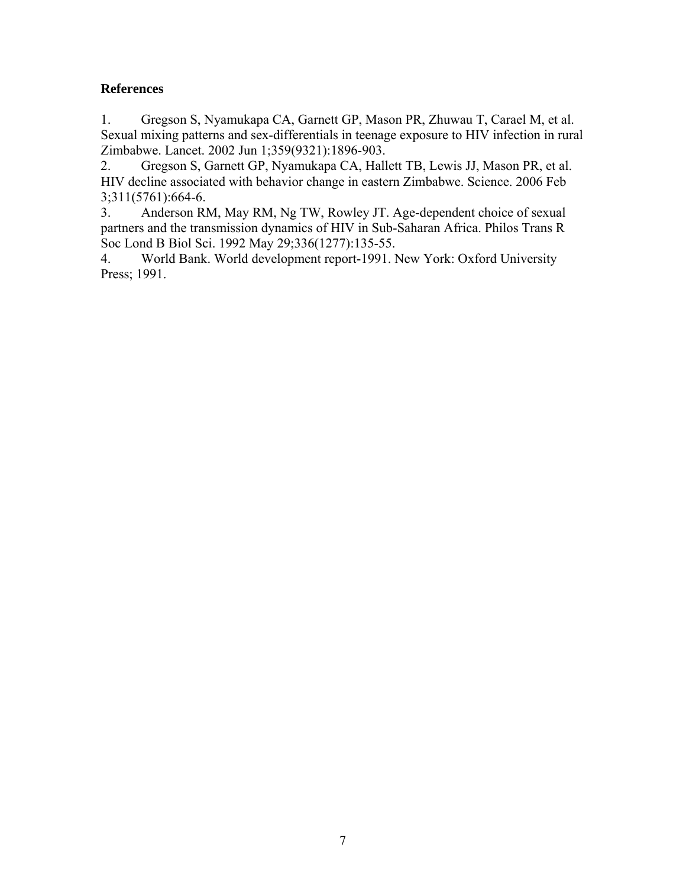**References**

1. Gregson S, Nyamukapa CA, Garnett GP, Mason PR, Zhuwau T, Carael M, et al. Sexual mixing patterns and sex-differentials in teenage exposure to HIV infection in rural Zimbabwe. Lancet. 2002 Jun 1;359(9321):1896-903.
2. Gregson S, Garnett GP, Nyamukapa CA, Hallett TB, Lewis JJ, Mason PR, et al. HIV decline associated with behavior change in eastern Zimbabwe. Science. 2006 Feb 3;311(5761):664-6.
3. Anderson RM, May RM, Ng TW, Rowley JT. Age-dependent choice of sexual partners and the transmission dynamics of HIV in Sub-Saharan Africa. Philos Trans R Soc Lond B Biol Sci. 1992 May 29;336(1277):135-55.
4. World Bank. World development report-1991. New York: Oxford University Press; 1991.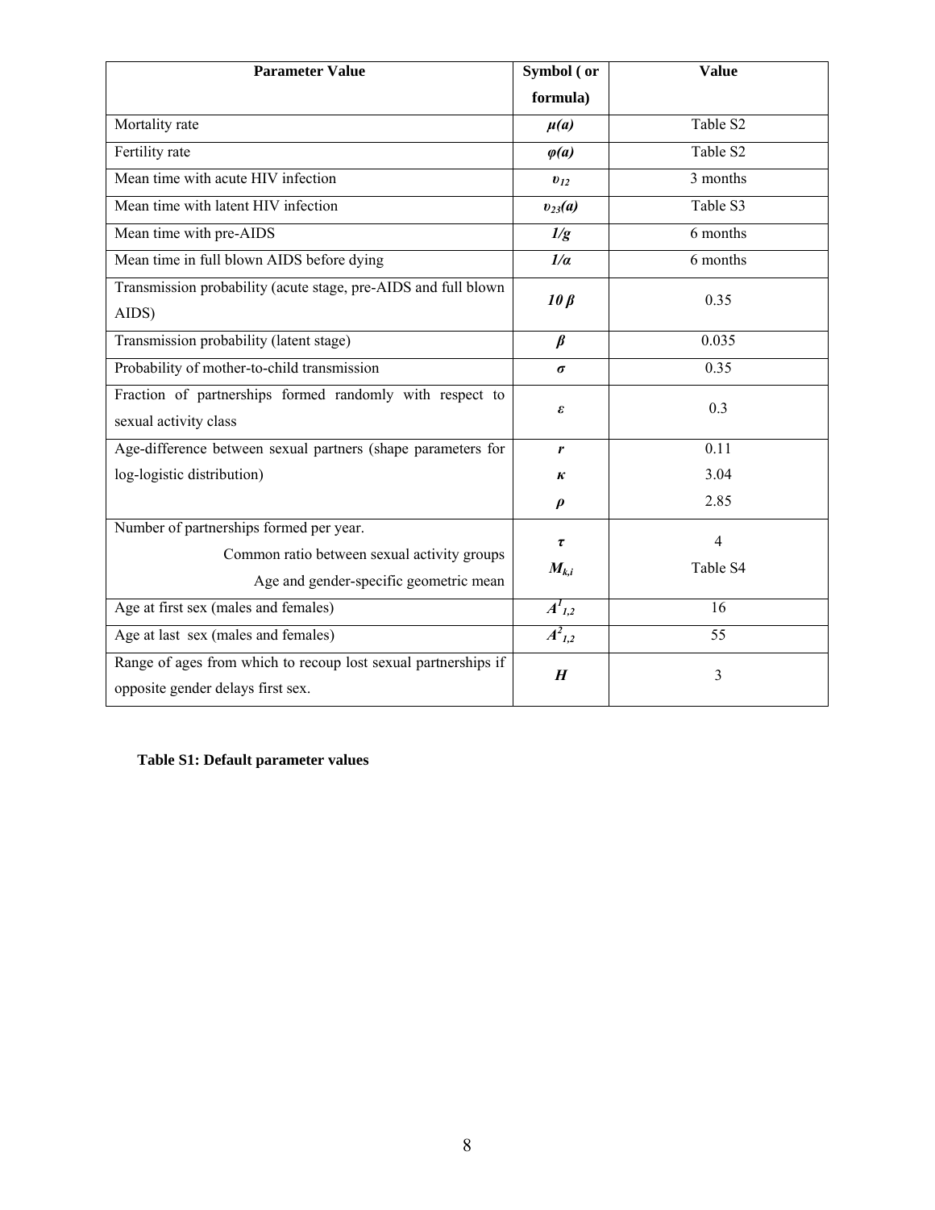| Parameter Value | Symbol ( or formula) | Value |
|---|---|---|
| Mortality rate | $\mu(a)$ | Table S2 |
| Fertility rate | $\varphi(a)$ | Table S2 |
| Mean time with acute HIV infection | $\upsilon_{12}$ | 3 months |
| Mean time with latent HIV infection | $\upsilon_{23}(a)$ | Table S3 |
| Mean time with pre-AIDS | $1/g$ | 6 months |
| Mean time in full blown AIDS before dying | $1/\alpha$ | 6 months |
| Transmission probability (acute stage, pre-AIDS and full blown AIDS) | $10\,\beta$ | 0.35 |
| Transmission probability (latent stage) | $\beta$ | 0.035 |
| Probability of mother-to-child transmission | $\sigma$ | 0.35 |
| Fraction of partnerships formed randomly with respect to sexual activity class | $\varepsilon$ | 0.3 |
| Age-difference between sexual partners (shape parameters for log-logistic distribution) | $r$<br>$\kappa$<br>$\rho$ | 0.11<br>3.04<br>2.85 |
| Number of partnerships formed per year.<br>Common ratio between sexual activity groups<br>Age and gender-specific geometric mean | $\tau$<br>$M_{k,i}$ | 4<br>Table S4 |
| Age at first sex (males and females) | $A^1_{1,2}$ | 16 |
| Age at last sex (males and females) | $A^2_{1,2}$ | 55 |
| Range of ages from which to recoup lost sexual partnerships if opposite gender delays first sex. | $H$ | 3 |

**Table S1: Default parameter values**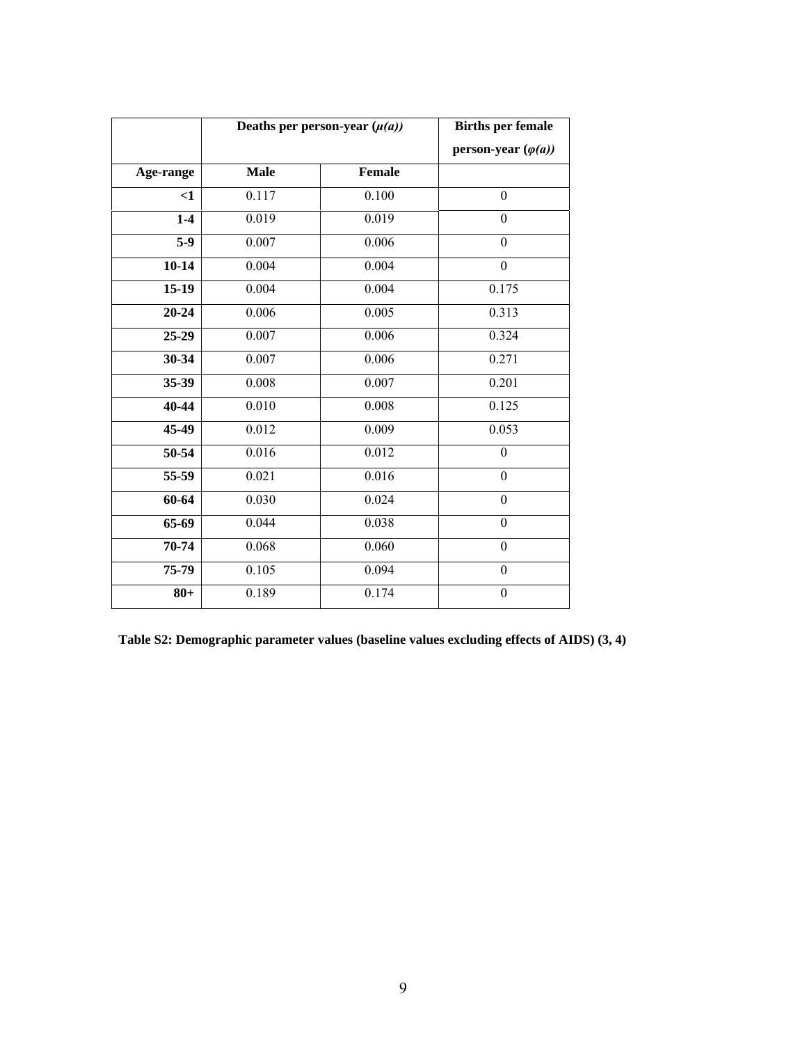| | Deaths per person-year ($\mu(a)$) | | Births per female person-year ($\varphi(a)$) |
|---|---|---|---|
| **Age-range** | **Male** | **Female** | |
| **<1** | 0.117 | 0.100 | 0 |
| **1-4** | 0.019 | 0.019 | 0 |
| **5-9** | 0.007 | 0.006 | 0 |
| **10-14** | 0.004 | 0.004 | 0 |
| **15-19** | 0.004 | 0.004 | 0.175 |
| **20-24** | 0.006 | 0.005 | 0.313 |
| **25-29** | 0.007 | 0.006 | 0.324 |
| **30-34** | 0.007 | 0.006 | 0.271 |
| **35-39** | 0.008 | 0.007 | 0.201 |
| **40-44** | 0.010 | 0.008 | 0.125 |
| **45-49** | 0.012 | 0.009 | 0.053 |
| **50-54** | 0.016 | 0.012 | 0 |
| **55-59** | 0.021 | 0.016 | 0 |
| **60-64** | 0.030 | 0.024 | 0 |
| **65-69** | 0.044 | 0.038 | 0 |
| **70-74** | 0.068 | 0.060 | 0 |
| **75-79** | 0.105 | 0.094 | 0 |
| **80+** | 0.189 | 0.174 | 0 |

**Table S2: Demographic parameter values (baseline values excluding effects of AIDS) (3, 4)**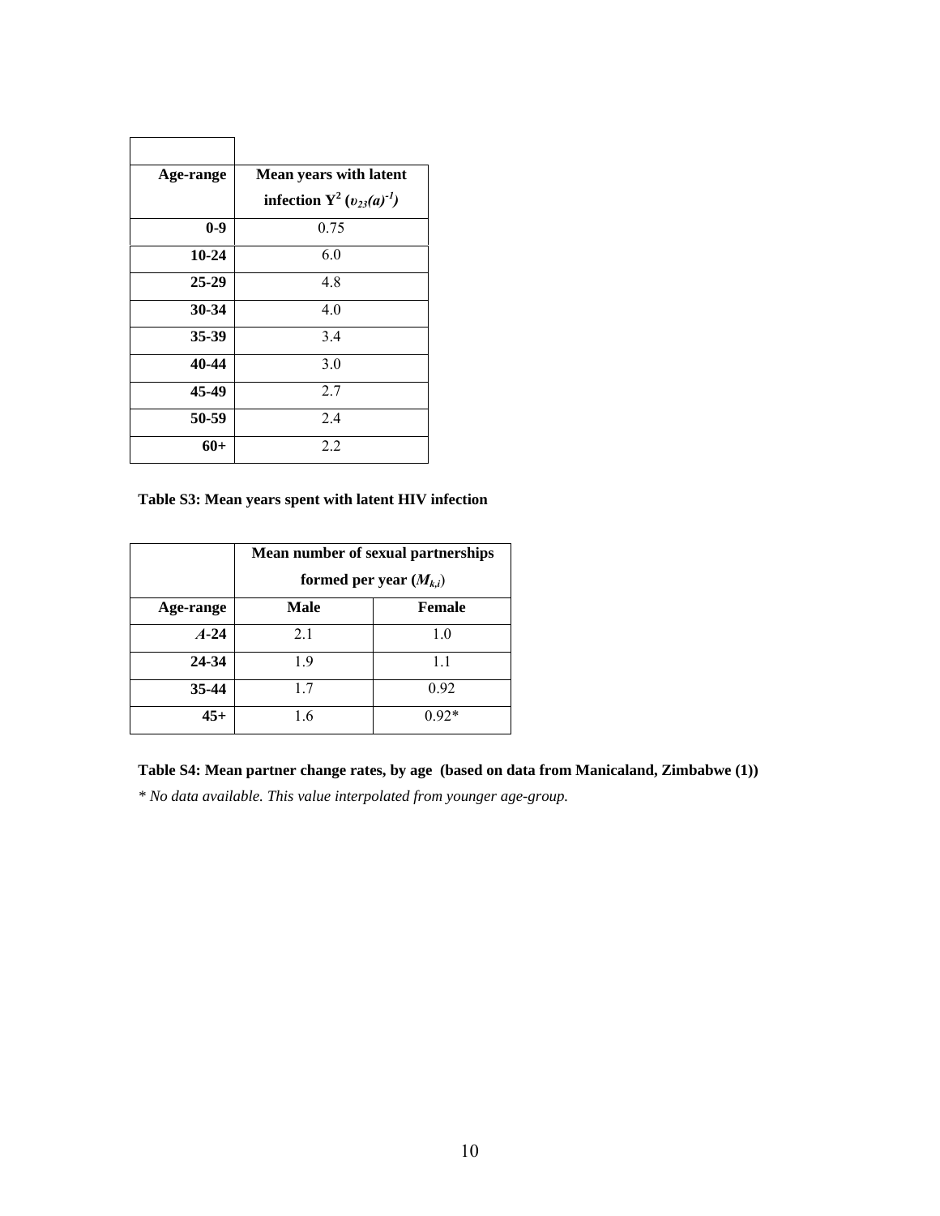| Age-range | Mean years with latent infection $Y^2$ ($\upsilon_{23}(a)^{-1}$) |
|---|---|
| 0-9 | 0.75 |
| 10-24 | 6.0 |
| 25-29 | 4.8 |
| 30-34 | 4.0 |
| 35-39 | 3.4 |
| 40-44 | 3.0 |
| 45-49 | 2.7 |
| 50-59 | 2.4 |
| 60+ | 2.2 |

**Table S3: Mean years spent with latent HIV infection**

| | Mean number of sexual partnerships formed per year ($M_{k,i}$) | |
|---|---|---|
| Age-range | Male | Female |
| $A$-24 | 2.1 | 1.0 |
| 24-34 | 1.9 | 1.1 |
| 35-44 | 1.7 | 0.92 |
| 45+ | 1.6 | 0.92* |

**Table S4: Mean partner change rates, by age (based on data from Manicaland, Zimbabwe (1))**

*\* No data available. This value interpolated from younger age-group.*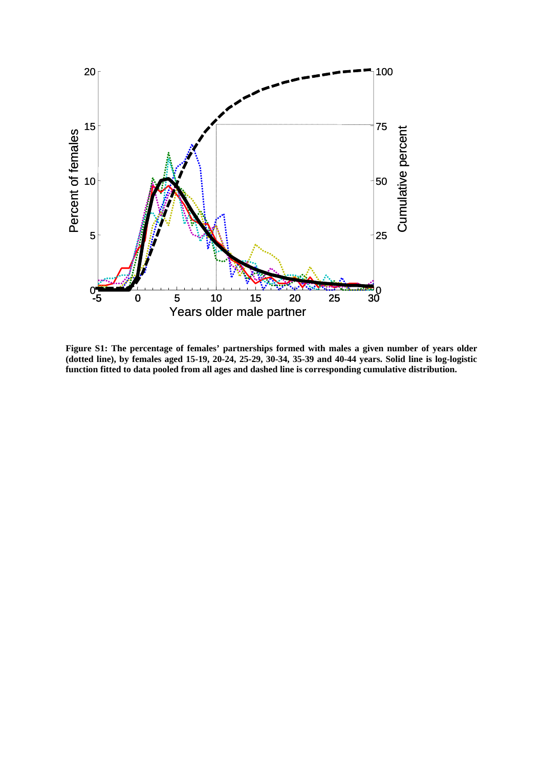**Figure S1: The percentage of females' partnerships formed with males a given number of years older (dotted line), by females aged 15-19, 20-24, 25-29, 30-34, 35-39 and 40-44 years. Solid line is log-logistic function fitted to data pooled from all ages and dashed line is corresponding cumulative distribution.**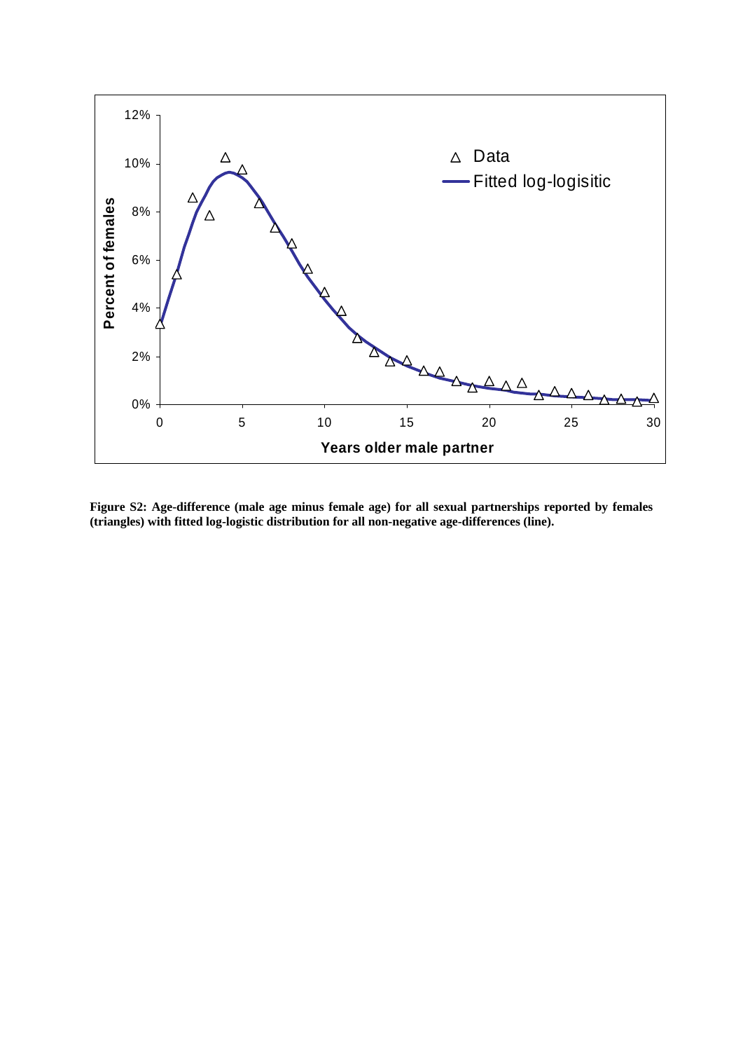**Figure S2: Age-difference (male age minus female age) for all sexual partnerships reported by females (triangles) with fitted log-logistic distribution for all non-negative age-differences (line).**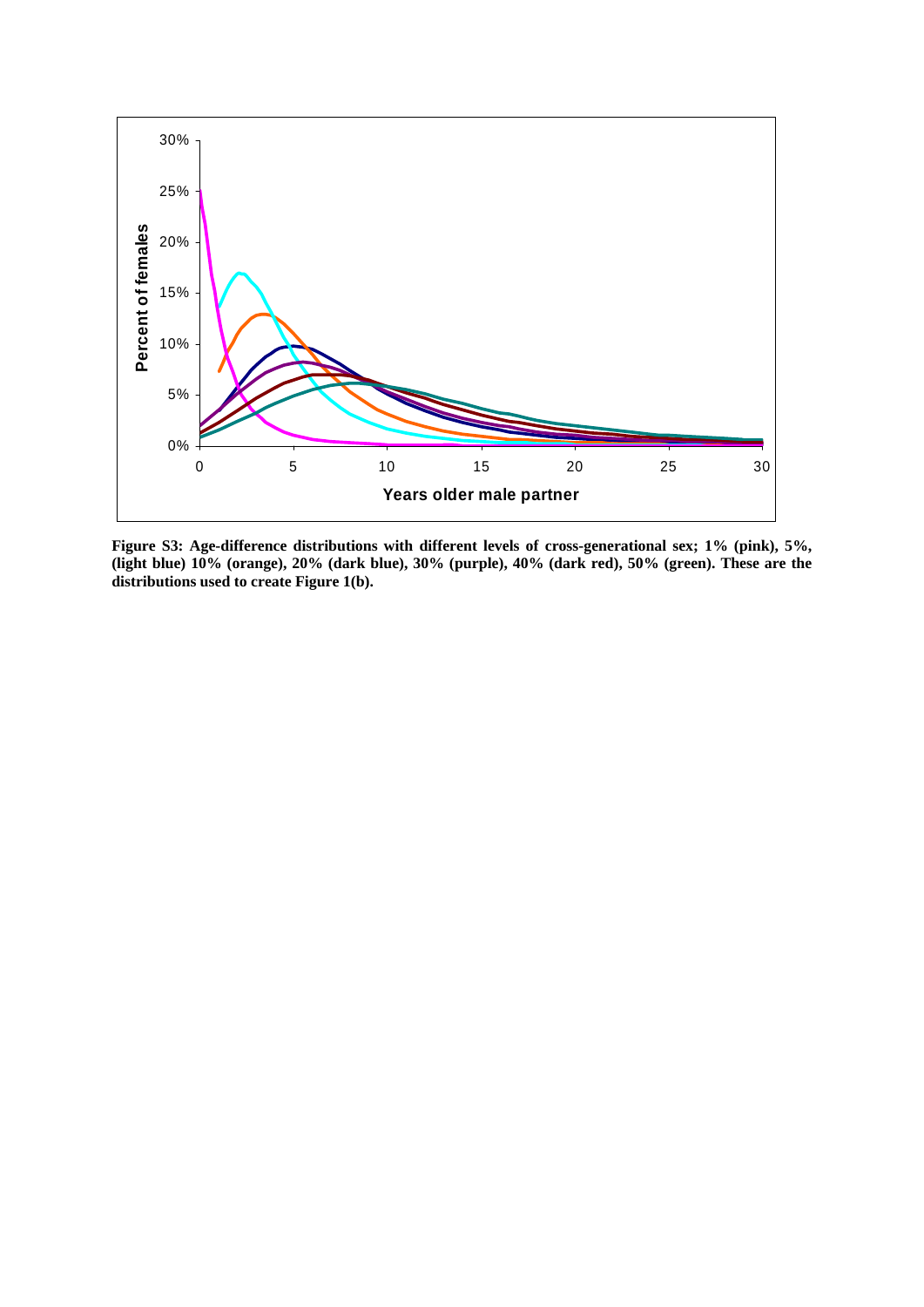30%
25%
20%
15%
10%
5%
0%

Percent of females

0
5
10
15
20
25
30

Years older male partner

**Figure S3: Age-difference distributions with different levels of cross-generational sex; 1% (pink), 5%, (light blue) 10% (orange), 20% (dark blue), 30% (purple), 40% (dark red), 50% (green). These are the distributions used to create Figure 1(b).**